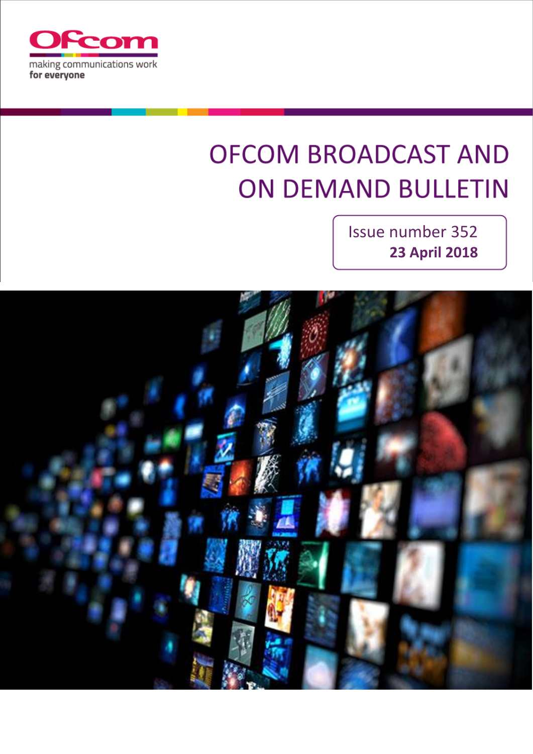Ofcom

making communications work
**for everyone**

# OFCOM BROADCAST AND ON DEMAND BULLETIN

Issue number 352
**23 April 2018**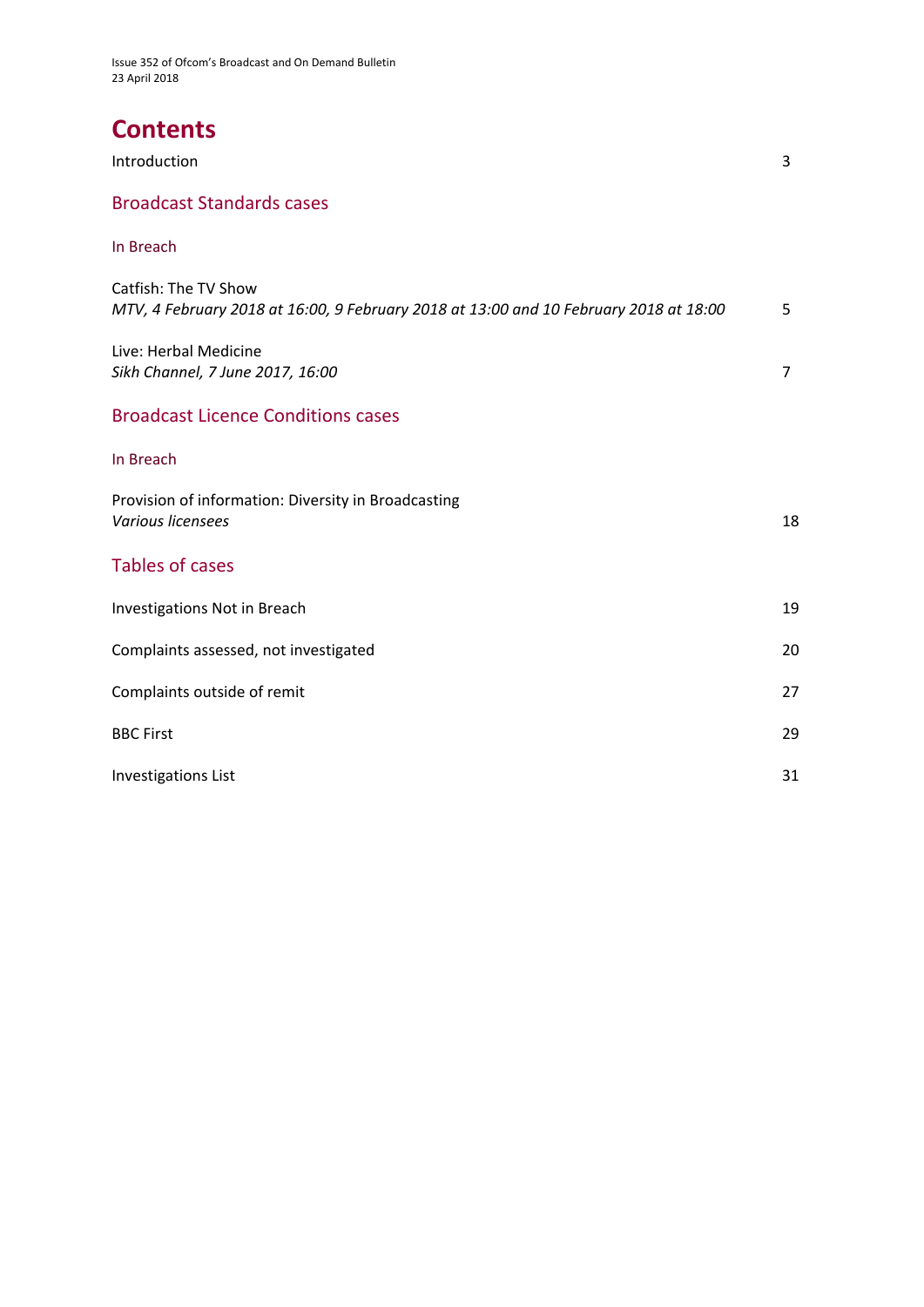# Contents

Introduction 3

## Broadcast Standards cases

### In Breach

Catfish: The TV Show
*MTV, 4 February 2018 at 16:00, 9 February 2018 at 13:00 and 10 February 2018 at 18:00* 5

Live: Herbal Medicine
*Sikh Channel, 7 June 2017, 16:00* 7

## Broadcast Licence Conditions cases

### In Breach

Provision of information: Diversity in Broadcasting
*Various licensees* 18

## Tables of cases

Investigations Not in Breach 19

Complaints assessed, not investigated 20

Complaints outside of remit 27

BBC First 29

Investigations List 31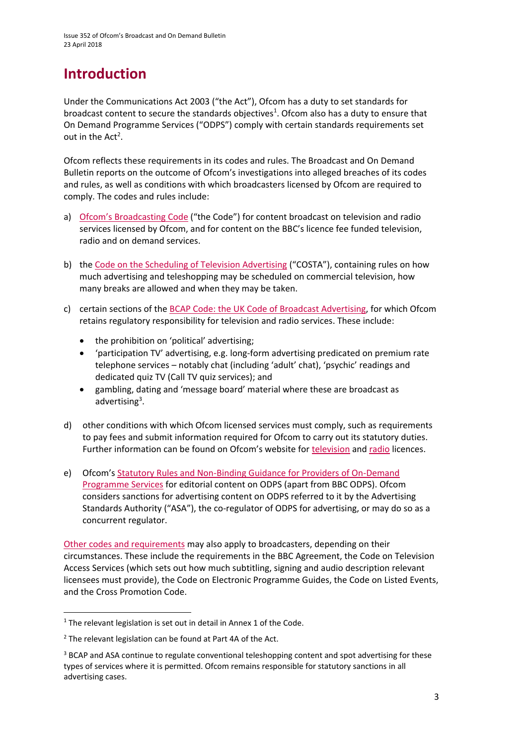# Introduction

Under the Communications Act 2003 ("the Act"), Ofcom has a duty to set standards for broadcast content to secure the standards objectives[1]. Ofcom also has a duty to ensure that On Demand Programme Services ("ODPS") comply with certain standards requirements set out in the Act[2].

Ofcom reflects these requirements in its codes and rules. The Broadcast and On Demand Bulletin reports on the outcome of Ofcom's investigations into alleged breaches of its codes and rules, as well as conditions with which broadcasters licensed by Ofcom are required to comply. The codes and rules include:

a) Ofcom's Broadcasting Code ("the Code") for content broadcast on television and radio services licensed by Ofcom, and for content on the BBC's licence fee funded television, radio and on demand services.

b) the Code on the Scheduling of Television Advertising ("COSTA"), containing rules on how much advertising and teleshopping may be scheduled on commercial television, how many breaks are allowed and when they may be taken.

c) certain sections of the BCAP Code: the UK Code of Broadcast Advertising, for which Ofcom retains regulatory responsibility for television and radio services. These include:

- the prohibition on 'political' advertising;
- 'participation TV' advertising, e.g. long-form advertising predicated on premium rate telephone services – notably chat (including 'adult' chat), 'psychic' readings and dedicated quiz TV (Call TV quiz services); and
- gambling, dating and 'message board' material where these are broadcast as advertising[3].

d) other conditions with which Ofcom licensed services must comply, such as requirements to pay fees and submit information required for Ofcom to carry out its statutory duties. Further information can be found on Ofcom's website for television and radio licences.

e) Ofcom's Statutory Rules and Non-Binding Guidance for Providers of On-Demand Programme Services for editorial content on ODPS (apart from BBC ODPS). Ofcom considers sanctions for advertising content on ODPS referred to it by the Advertising Standards Authority ("ASA"), the co-regulator of ODPS for advertising, or may do so as a concurrent regulator.

Other codes and requirements may also apply to broadcasters, depending on their circumstances. These include the requirements in the BBC Agreement, the Code on Television Access Services (which sets out how much subtitling, signing and audio description relevant licensees must provide), the Code on Electronic Programme Guides, the Code on Listed Events, and the Cross Promotion Code.

---

[1] The relevant legislation is set out in detail in Annex 1 of the Code.

[2] The relevant legislation can be found at Part 4A of the Act.

[3] BCAP and ASA continue to regulate conventional teleshopping content and spot advertising for these types of services where it is permitted. Ofcom remains responsible for statutory sanctions in all advertising cases.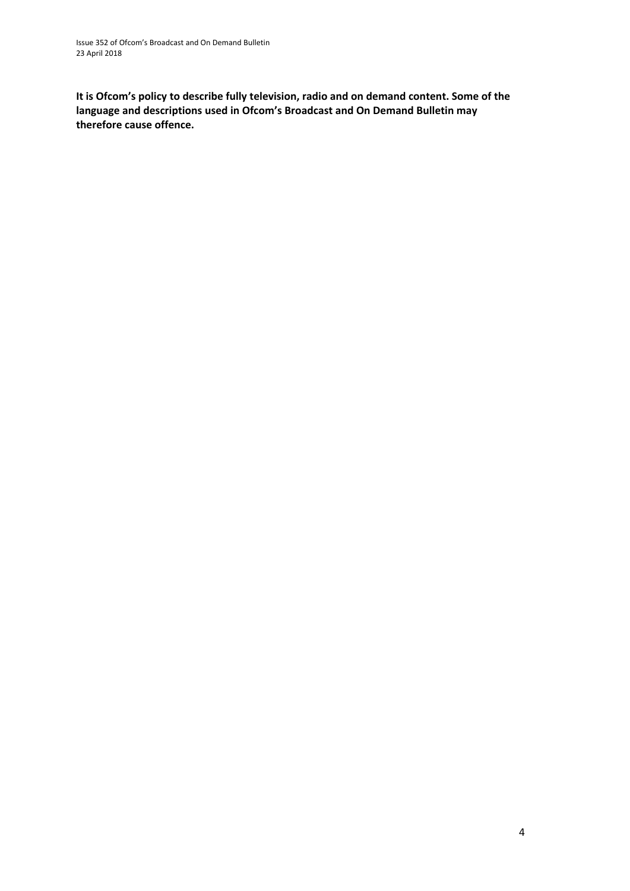**It is Ofcom's policy to describe fully television, radio and on demand content. Some of the language and descriptions used in Ofcom's Broadcast and On Demand Bulletin may therefore cause offence.**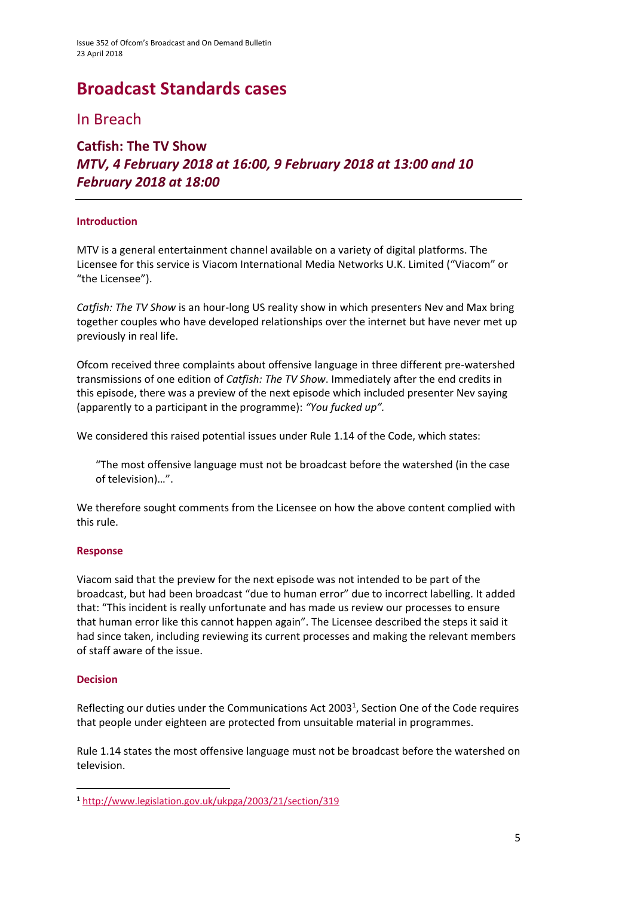# Broadcast Standards cases

## In Breach

### Catfish: The TV Show
### *MTV, 4 February 2018 at 16:00, 9 February 2018 at 13:00 and 10 February 2018 at 18:00*

---

#### Introduction

MTV is a general entertainment channel available on a variety of digital platforms. The Licensee for this service is Viacom International Media Networks U.K. Limited ("Viacom" or "the Licensee").

*Catfish: The TV Show* is an hour-long US reality show in which presenters Nev and Max bring together couples who have developed relationships over the internet but have never met up previously in real life.

Ofcom received three complaints about offensive language in three different pre-watershed transmissions of one edition of *Catfish: The TV Show*. Immediately after the end credits in this episode, there was a preview of the next episode which included presenter Nev saying (apparently to a participant in the programme): *"You fucked up"*.

We considered this raised potential issues under Rule 1.14 of the Code, which states:

> "The most offensive language must not be broadcast before the watershed (in the case of television)…".

We therefore sought comments from the Licensee on how the above content complied with this rule.

#### Response

Viacom said that the preview for the next episode was not intended to be part of the broadcast, but had been broadcast "due to human error" due to incorrect labelling. It added that: "This incident is really unfortunate and has made us review our processes to ensure that human error like this cannot happen again". The Licensee described the steps it said it had since taken, including reviewing its current processes and making the relevant members of staff aware of the issue.

#### Decision

Reflecting our duties under the Communications Act 2003[1], Section One of the Code requires that people under eighteen are protected from unsuitable material in programmes.

Rule 1.14 states the most offensive language must not be broadcast before the watershed on television.

---

[1] http://www.legislation.gov.uk/ukpga/2003/21/section/319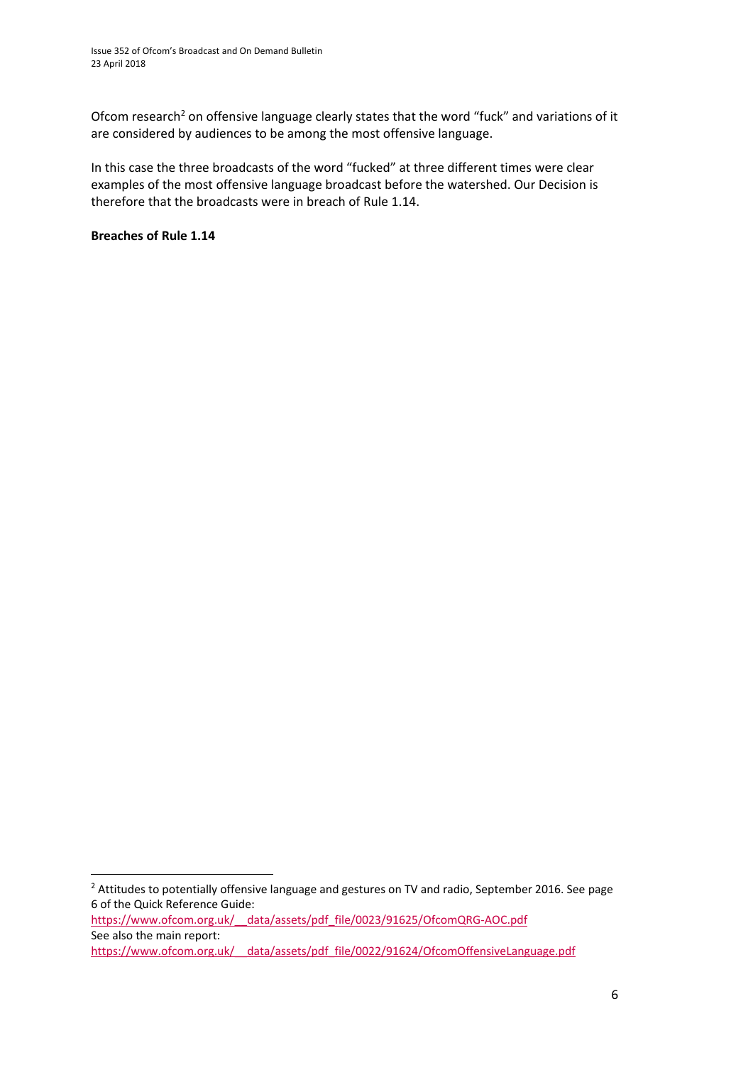Ofcom research[2] on offensive language clearly states that the word "fuck" and variations of it are considered by audiences to be among the most offensive language.

In this case the three broadcasts of the word "fucked" at three different times were clear examples of the most offensive language broadcast before the watershed. Our Decision is therefore that the broadcasts were in breach of Rule 1.14.

**Breaches of Rule 1.14**

---

[2] Attitudes to potentially offensive language and gestures on TV and radio, September 2016. See page 6 of the Quick Reference Guide:
https://www.ofcom.org.uk/__data/assets/pdf_file/0023/91625/OfcomQRG-AOC.pdf
See also the main report:
https://www.ofcom.org.uk/__data/assets/pdf_file/0022/91624/OfcomOffensiveLanguage.pdf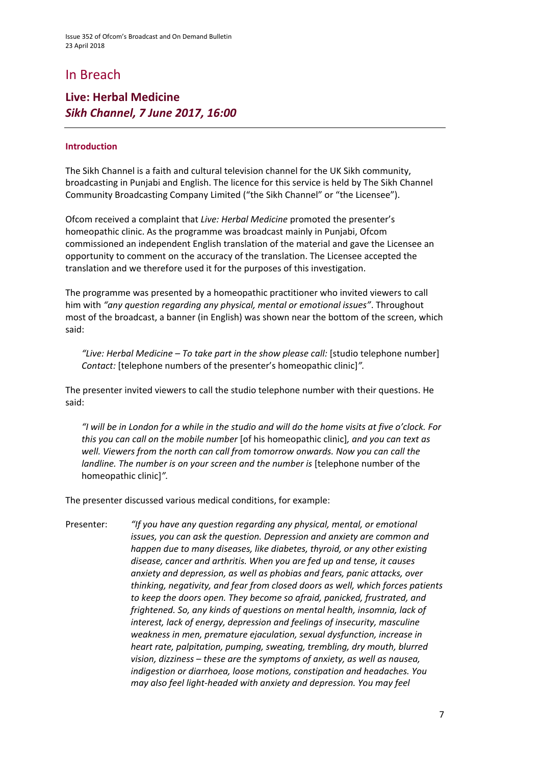# In Breach

## Live: Herbal Medicine
## *Sikh Channel, 7 June 2017, 16:00*

### Introduction

The Sikh Channel is a faith and cultural television channel for the UK Sikh community, broadcasting in Punjabi and English. The licence for this service is held by The Sikh Channel Community Broadcasting Company Limited ("the Sikh Channel" or "the Licensee").

Ofcom received a complaint that *Live: Herbal Medicine* promoted the presenter's homeopathic clinic. As the programme was broadcast mainly in Punjabi, Ofcom commissioned an independent English translation of the material and gave the Licensee an opportunity to comment on the accuracy of the translation. The Licensee accepted the translation and we therefore used it for the purposes of this investigation.

The programme was presented by a homeopathic practitioner who invited viewers to call him with *"any question regarding any physical, mental or emotional issues"*. Throughout most of the broadcast, a banner (in English) was shown near the bottom of the screen, which said:

> *"Live: Herbal Medicine – To take part in the show please call:* [studio telephone number] *Contact:* [telephone numbers of the presenter's homeopathic clinic]*".*

The presenter invited viewers to call the studio telephone number with their questions. He said:

> *"I will be in London for a while in the studio and will do the home visits at five o'clock. For this you can call on the mobile number* [of his homeopathic clinic]*, and you can text as well. Viewers from the north can call from tomorrow onwards. Now you can call the landline. The number is on your screen and the number is* [telephone number of the homeopathic clinic]*".*

The presenter discussed various medical conditions, for example:

Presenter: *"If you have any question regarding any physical, mental, or emotional issues, you can ask the question. Depression and anxiety are common and happen due to many diseases, like diabetes, thyroid, or any other existing disease, cancer and arthritis. When you are fed up and tense, it causes anxiety and depression, as well as phobias and fears, panic attacks, over thinking, negativity, and fear from closed doors as well, which forces patients to keep the doors open. They become so afraid, panicked, frustrated, and frightened. So, any kinds of questions on mental health, insomnia, lack of interest, lack of energy, depression and feelings of insecurity, masculine weakness in men, premature ejaculation, sexual dysfunction, increase in heart rate, palpitation, pumping, sweating, trembling, dry mouth, blurred vision, dizziness – these are the symptoms of anxiety, as well as nausea, indigestion or diarrhoea, loose motions, constipation and headaches. You may also feel light-headed with anxiety and depression. You may feel*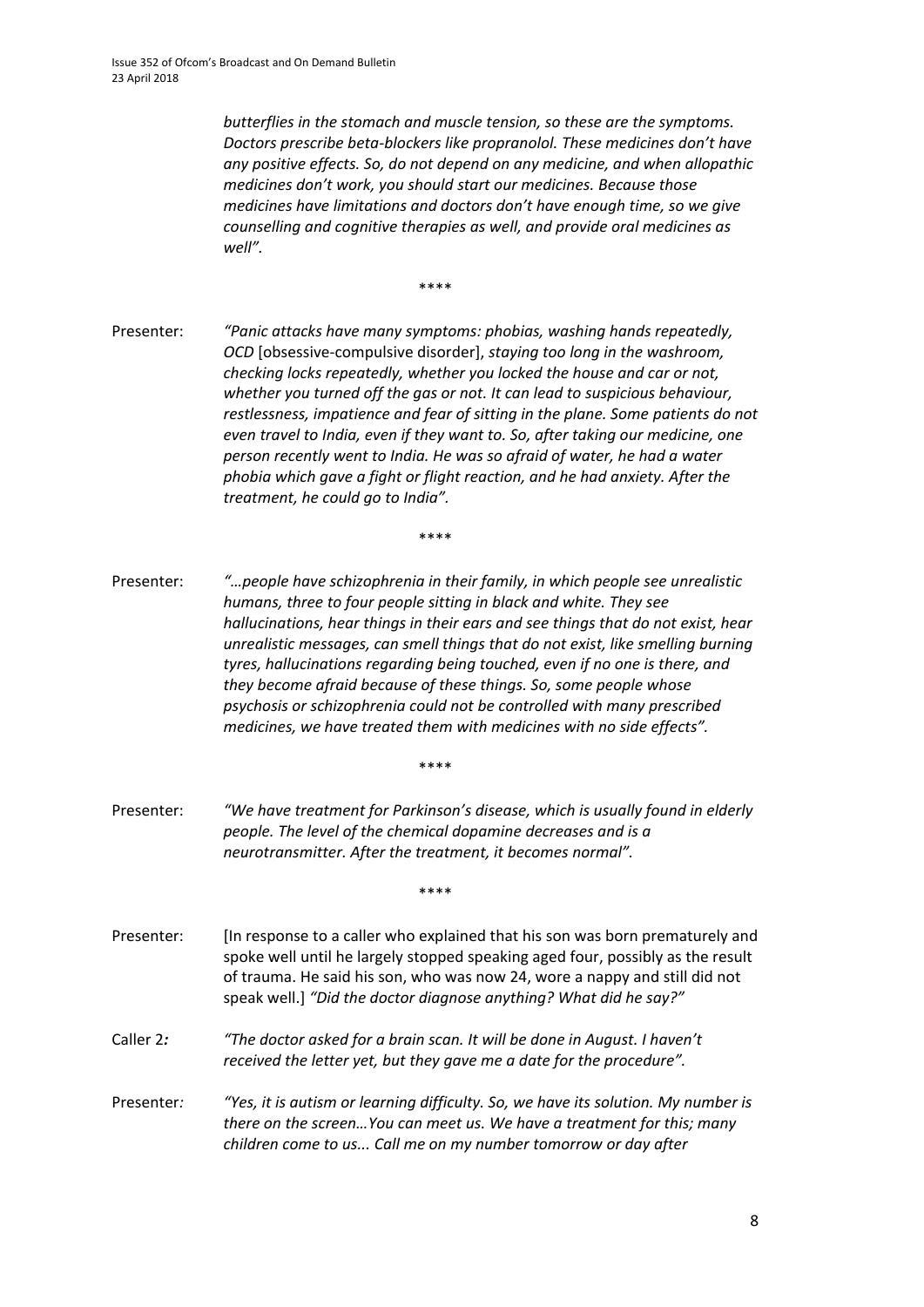*butterflies in the stomach and muscle tension, so these are the symptoms. Doctors prescribe beta-blockers like propranolol. These medicines don't have any positive effects. So, do not depend on any medicine, and when allopathic medicines don't work, you should start our medicines. Because those medicines have limitations and doctors don't have enough time, so we give counselling and cognitive therapies as well, and provide oral medicines as well".*

****

Presenter: *"Panic attacks have many symptoms: phobias, washing hands repeatedly, OCD* [obsessive-compulsive disorder], *staying too long in the washroom, checking locks repeatedly, whether you locked the house and car or not, whether you turned off the gas or not. It can lead to suspicious behaviour, restlessness, impatience and fear of sitting in the plane. Some patients do not even travel to India, even if they want to. So, after taking our medicine, one person recently went to India. He was so afraid of water, he had a water phobia which gave a fight or flight reaction, and he had anxiety. After the treatment, he could go to India".*

****

Presenter: *"…people have schizophrenia in their family, in which people see unrealistic humans, three to four people sitting in black and white. They see hallucinations, hear things in their ears and see things that do not exist, hear unrealistic messages, can smell things that do not exist, like smelling burning tyres, hallucinations regarding being touched, even if no one is there, and they become afraid because of these things. So, some people whose psychosis or schizophrenia could not be controlled with many prescribed medicines, we have treated them with medicines with no side effects".*

****

Presenter: *"We have treatment for Parkinson's disease, which is usually found in elderly people. The level of the chemical dopamine decreases and is a neurotransmitter. After the treatment, it becomes normal".*

****

Presenter: [In response to a caller who explained that his son was born prematurely and spoke well until he largely stopped speaking aged four, possibly as the result of trauma. He said his son, who was now 24, wore a nappy and still did not speak well.] *"Did the doctor diagnose anything? What did he say?"*

Caller 2*:* *"The doctor asked for a brain scan. It will be done in August. I haven't received the letter yet, but they gave me a date for the procedure".*

Presenter*:* *"Yes, it is autism or learning difficulty. So, we have its solution. My number is there on the screen…You can meet us. We have a treatment for this; many children come to us... Call me on my number tomorrow or day after*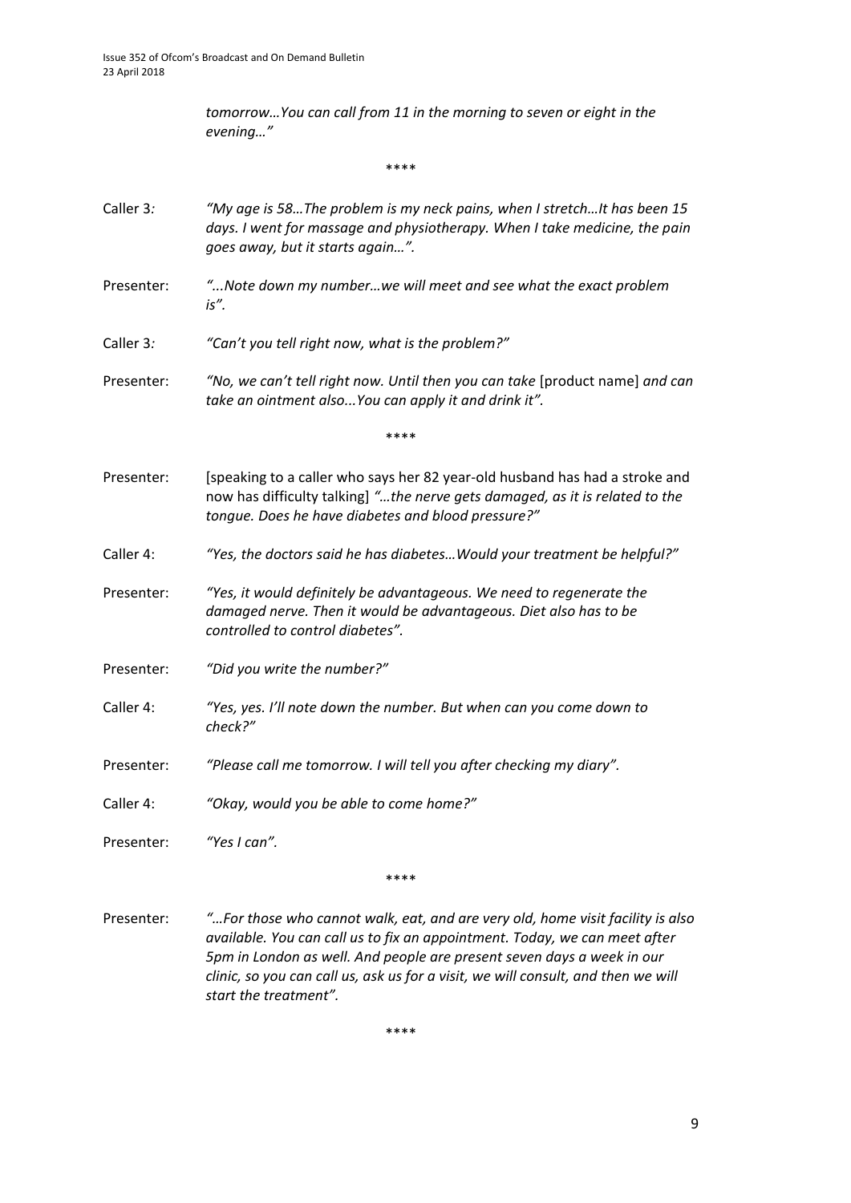*tomorrow…You can call from 11 in the morning to seven or eight in the evening…"*

\*\*\*\*

Caller 3*:* *"My age is 58…The problem is my neck pains, when I stretch…It has been 15 days. I went for massage and physiotherapy. When I take medicine, the pain goes away, but it starts again…".*

Presenter: *"...Note down my number…we will meet and see what the exact problem is".*

Caller 3*:* *"Can't you tell right now, what is the problem?"*

Presenter: *"No, we can't tell right now. Until then you can take* [product name] *and can take an ointment also...You can apply it and drink it".*

\*\*\*\*

Presenter: [speaking to a caller who says her 82 year-old husband has had a stroke and now has difficulty talking] *"…the nerve gets damaged, as it is related to the tongue. Does he have diabetes and blood pressure?"*

Caller 4: *"Yes, the doctors said he has diabetes…Would your treatment be helpful?"*

Presenter: *"Yes, it would definitely be advantageous. We need to regenerate the damaged nerve. Then it would be advantageous. Diet also has to be controlled to control diabetes".*

Presenter: *"Did you write the number?"*

Caller 4: *"Yes, yes. I'll note down the number. But when can you come down to check?"*

Presenter: *"Please call me tomorrow. I will tell you after checking my diary".*

Caller 4: *"Okay, would you be able to come home?"*

Presenter: *"Yes I can".*

\*\*\*\*

Presenter: *"…For those who cannot walk, eat, and are very old, home visit facility is also available. You can call us to fix an appointment. Today, we can meet after 5pm in London as well. And people are present seven days a week in our clinic, so you can call us, ask us for a visit, we will consult, and then we will start the treatment".*

\*\*\*\*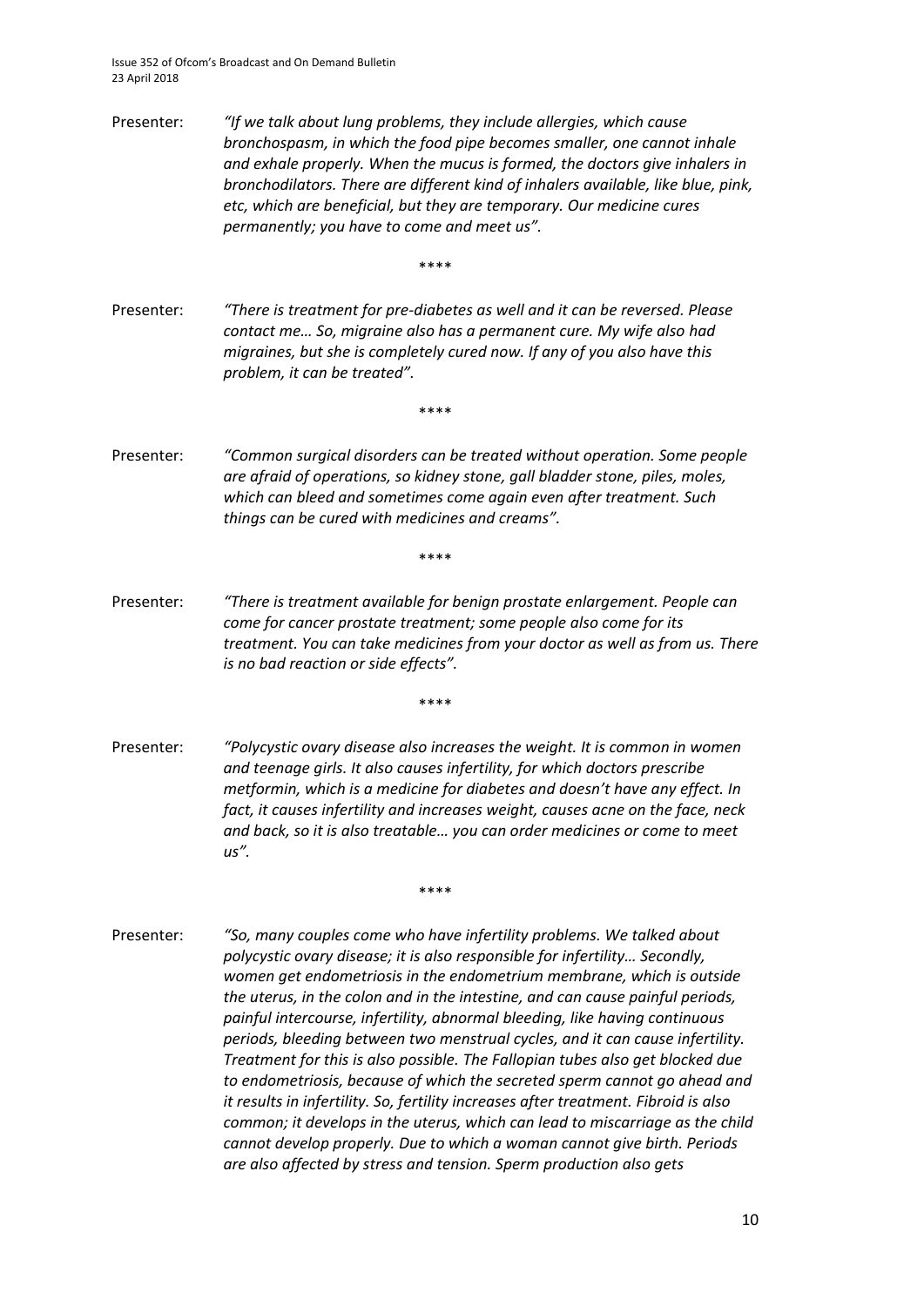Presenter: *"If we talk about lung problems, they include allergies, which cause bronchospasm, in which the food pipe becomes smaller, one cannot inhale and exhale properly. When the mucus is formed, the doctors give inhalers in bronchodilators. There are different kind of inhalers available, like blue, pink, etc, which are beneficial, but they are temporary. Our medicine cures permanently; you have to come and meet us".*

\*\*\*\*

Presenter: *"There is treatment for pre-diabetes as well and it can be reversed. Please contact me… So, migraine also has a permanent cure. My wife also had migraines, but she is completely cured now. If any of you also have this problem, it can be treated".*

\*\*\*\*

Presenter: *"Common surgical disorders can be treated without operation. Some people are afraid of operations, so kidney stone, gall bladder stone, piles, moles, which can bleed and sometimes come again even after treatment. Such things can be cured with medicines and creams".*

\*\*\*\*

Presenter: *"There is treatment available for benign prostate enlargement. People can come for cancer prostate treatment; some people also come for its treatment. You can take medicines from your doctor as well as from us. There is no bad reaction or side effects".*

\*\*\*\*

Presenter: *"Polycystic ovary disease also increases the weight. It is common in women and teenage girls. It also causes infertility, for which doctors prescribe metformin, which is a medicine for diabetes and doesn't have any effect. In fact, it causes infertility and increases weight, causes acne on the face, neck and back, so it is also treatable… you can order medicines or come to meet us".*

\*\*\*\*

Presenter: *"So, many couples come who have infertility problems. We talked about polycystic ovary disease; it is also responsible for infertility… Secondly, women get endometriosis in the endometrium membrane, which is outside the uterus, in the colon and in the intestine, and can cause painful periods, painful intercourse, infertility, abnormal bleeding, like having continuous periods, bleeding between two menstrual cycles, and it can cause infertility. Treatment for this is also possible. The Fallopian tubes also get blocked due to endometriosis, because of which the secreted sperm cannot go ahead and it results in infertility. So, fertility increases after treatment. Fibroid is also common; it develops in the uterus, which can lead to miscarriage as the child cannot develop properly. Due to which a woman cannot give birth. Periods are also affected by stress and tension. Sperm production also gets*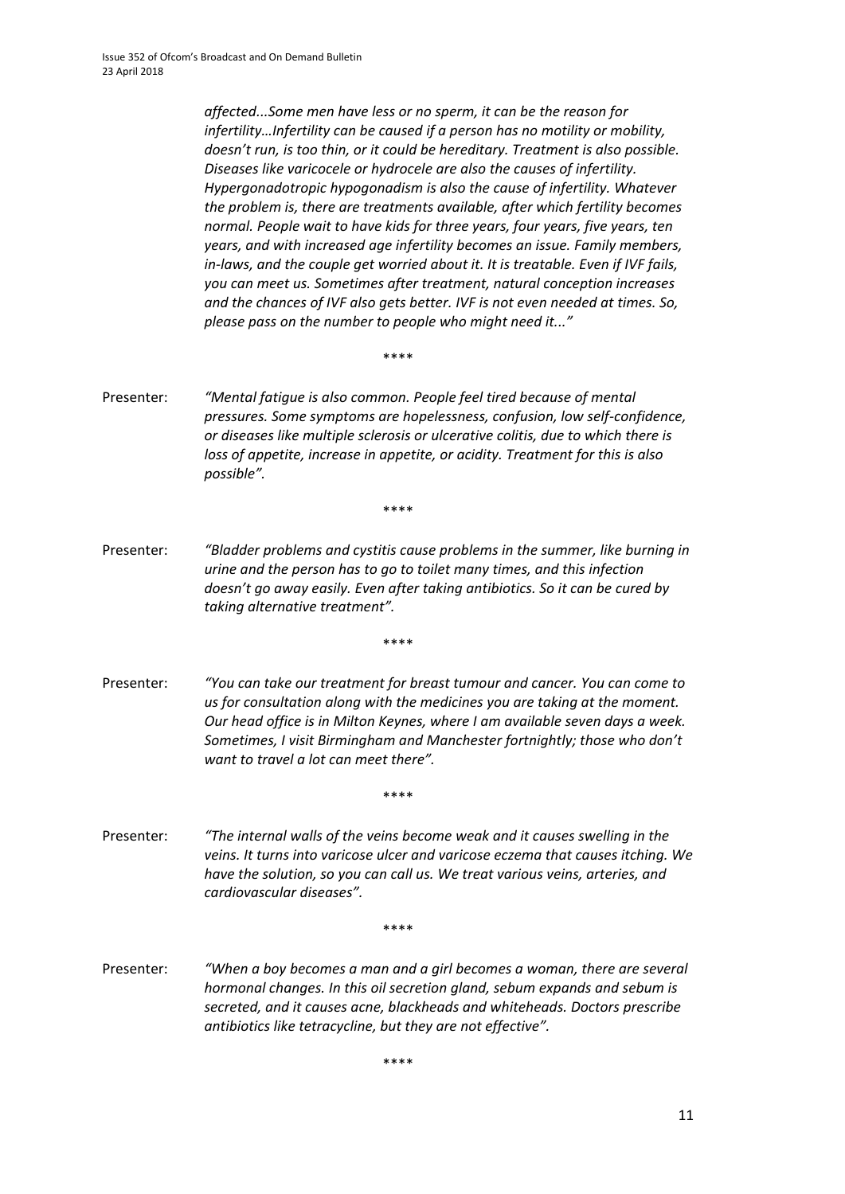*affected...Some men have less or no sperm, it can be the reason for infertility…Infertility can be caused if a person has no motility or mobility, doesn't run, is too thin, or it could be hereditary. Treatment is also possible. Diseases like varicocele or hydrocele are also the causes of infertility. Hypergonadotropic hypogonadism is also the cause of infertility. Whatever the problem is, there are treatments available, after which fertility becomes normal. People wait to have kids for three years, four years, five years, ten years, and with increased age infertility becomes an issue. Family members, in-laws, and the couple get worried about it. It is treatable. Even if IVF fails, you can meet us. Sometimes after treatment, natural conception increases and the chances of IVF also gets better. IVF is not even needed at times. So, please pass on the number to people who might need it..."*

****

Presenter: *"Mental fatigue is also common. People feel tired because of mental pressures. Some symptoms are hopelessness, confusion, low self-confidence, or diseases like multiple sclerosis or ulcerative colitis, due to which there is loss of appetite, increase in appetite, or acidity. Treatment for this is also possible".*

****

Presenter: *"Bladder problems and cystitis cause problems in the summer, like burning in urine and the person has to go to toilet many times, and this infection doesn't go away easily. Even after taking antibiotics. So it can be cured by taking alternative treatment".*

****

Presenter: *"You can take our treatment for breast tumour and cancer. You can come to us for consultation along with the medicines you are taking at the moment. Our head office is in Milton Keynes, where I am available seven days a week. Sometimes, I visit Birmingham and Manchester fortnightly; those who don't want to travel a lot can meet there".*

****

Presenter: *"The internal walls of the veins become weak and it causes swelling in the veins. It turns into varicose ulcer and varicose eczema that causes itching. We have the solution, so you can call us. We treat various veins, arteries, and cardiovascular diseases".*

****

Presenter: *"When a boy becomes a man and a girl becomes a woman, there are several hormonal changes. In this oil secretion gland, sebum expands and sebum is secreted, and it causes acne, blackheads and whiteheads. Doctors prescribe antibiotics like tetracycline, but they are not effective".*

****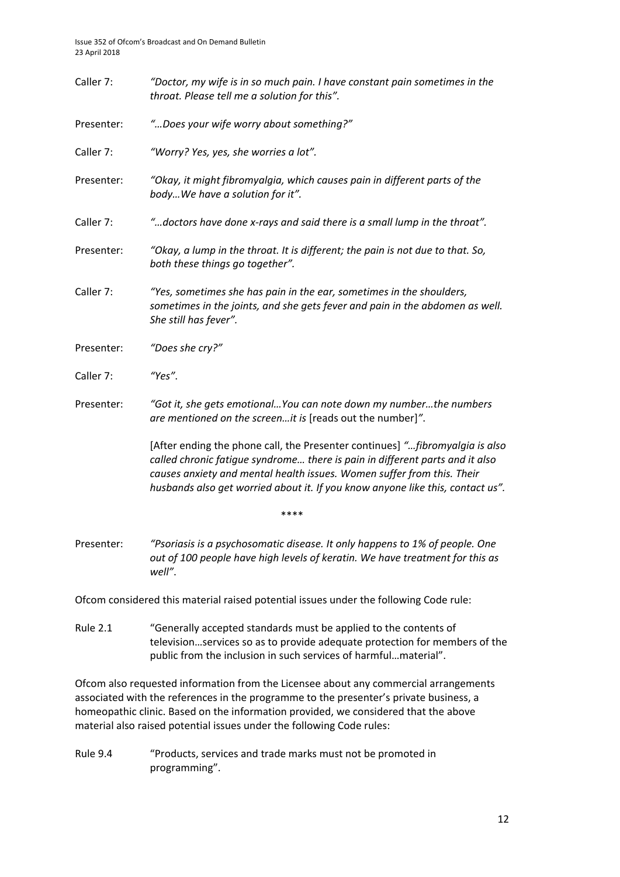Caller 7: *"Doctor, my wife is in so much pain. I have constant pain sometimes in the throat. Please tell me a solution for this".*

Presenter: *"…Does your wife worry about something?"*

Caller 7: *"Worry? Yes, yes, she worries a lot".*

Presenter: *"Okay, it might fibromyalgia, which causes pain in different parts of the body…We have a solution for it".*

Caller 7: *"…doctors have done x-rays and said there is a small lump in the throat".*

Presenter: *"Okay, a lump in the throat. It is different; the pain is not due to that. So, both these things go together".*

Caller 7: *"Yes, sometimes she has pain in the ear, sometimes in the shoulders, sometimes in the joints, and she gets fever and pain in the abdomen as well. She still has fever".*

Presenter: *"Does she cry?"*

Caller 7: *"Yes".*

Presenter: *"Got it, she gets emotional…You can note down my number…the numbers are mentioned on the screen…it is* [reads out the number]*".*

[After ending the phone call, the Presenter continues] *"…fibromyalgia is also called chronic fatigue syndrome… there is pain in different parts and it also causes anxiety and mental health issues. Women suffer from this. Their husbands also get worried about it. If you know anyone like this, contact us".*

\*\*\*\*

Presenter: *"Psoriasis is a psychosomatic disease. It only happens to 1% of people. One out of 100 people have high levels of keratin. We have treatment for this as well".*

Ofcom considered this material raised potential issues under the following Code rule:

Rule 2.1 "Generally accepted standards must be applied to the contents of television…services so as to provide adequate protection for members of the public from the inclusion in such services of harmful…material".

Ofcom also requested information from the Licensee about any commercial arrangements associated with the references in the programme to the presenter's private business, a homeopathic clinic. Based on the information provided, we considered that the above material also raised potential issues under the following Code rules:

Rule 9.4 "Products, services and trade marks must not be promoted in programming".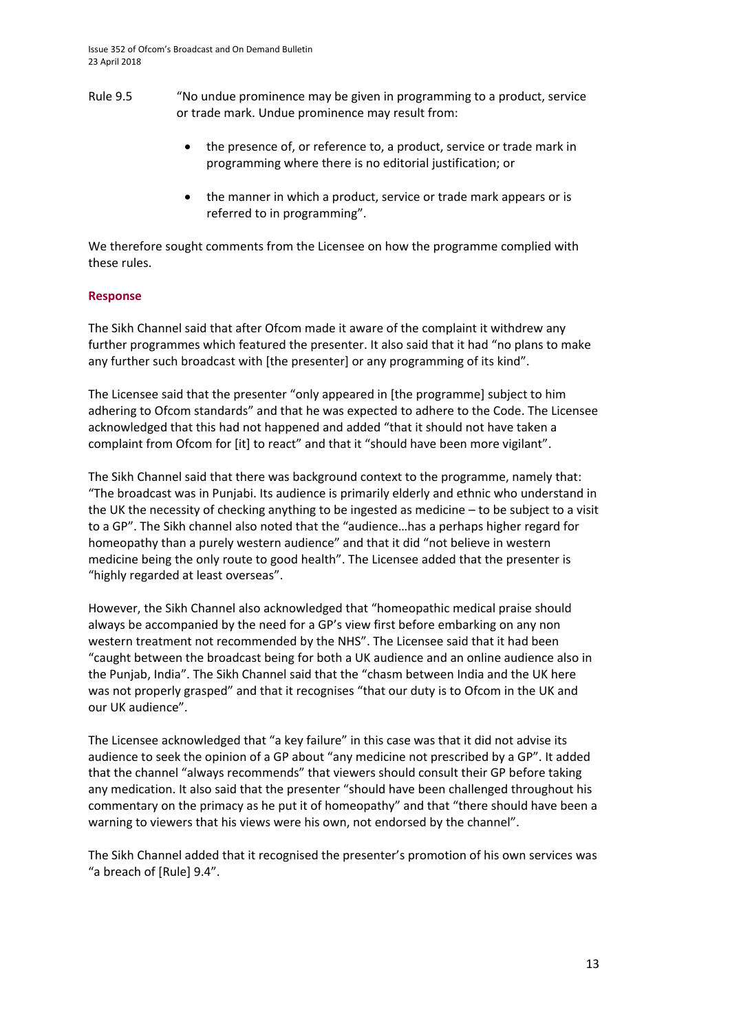Rule 9.5 "No undue prominence may be given in programming to a product, service or trade mark. Undue prominence may result from:

- the presence of, or reference to, a product, service or trade mark in programming where there is no editorial justification; or
- the manner in which a product, service or trade mark appears or is referred to in programming".

We therefore sought comments from the Licensee on how the programme complied with these rules.

### Response

The Sikh Channel said that after Ofcom made it aware of the complaint it withdrew any further programmes which featured the presenter. It also said that it had "no plans to make any further such broadcast with [the presenter] or any programming of its kind".

The Licensee said that the presenter "only appeared in [the programme] subject to him adhering to Ofcom standards" and that he was expected to adhere to the Code. The Licensee acknowledged that this had not happened and added "that it should not have taken a complaint from Ofcom for [it] to react" and that it "should have been more vigilant".

The Sikh Channel said that there was background context to the programme, namely that: "The broadcast was in Punjabi. Its audience is primarily elderly and ethnic who understand in the UK the necessity of checking anything to be ingested as medicine – to be subject to a visit to a GP". The Sikh channel also noted that the "audience…has a perhaps higher regard for homeopathy than a purely western audience" and that it did "not believe in western medicine being the only route to good health". The Licensee added that the presenter is "highly regarded at least overseas".

However, the Sikh Channel also acknowledged that "homeopathic medical praise should always be accompanied by the need for a GP's view first before embarking on any non western treatment not recommended by the NHS". The Licensee said that it had been "caught between the broadcast being for both a UK audience and an online audience also in the Punjab, India". The Sikh Channel said that the "chasm between India and the UK here was not properly grasped" and that it recognises "that our duty is to Ofcom in the UK and our UK audience".

The Licensee acknowledged that "a key failure" in this case was that it did not advise its audience to seek the opinion of a GP about "any medicine not prescribed by a GP". It added that the channel "always recommends" that viewers should consult their GP before taking any medication. It also said that the presenter "should have been challenged throughout his commentary on the primacy as he put it of homeopathy" and that "there should have been a warning to viewers that his views were his own, not endorsed by the channel".

The Sikh Channel added that it recognised the presenter's promotion of his own services was "a breach of [Rule] 9.4".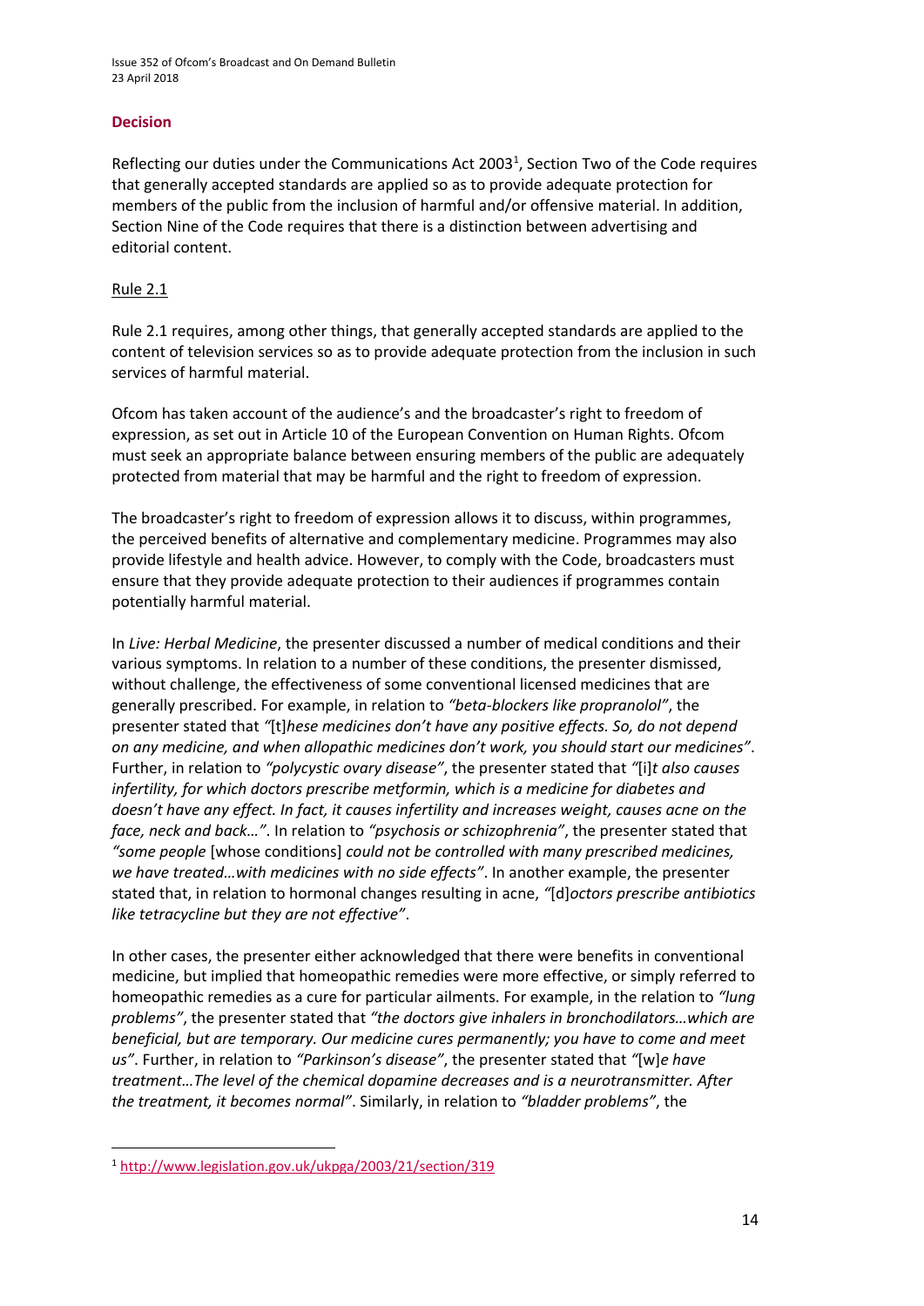## Decision

Reflecting our duties under the Communications Act 2003[1], Section Two of the Code requires that generally accepted standards are applied so as to provide adequate protection for members of the public from the inclusion of harmful and/or offensive material. In addition, Section Nine of the Code requires that there is a distinction between advertising and editorial content.

Rule 2.1

Rule 2.1 requires, among other things, that generally accepted standards are applied to the content of television services so as to provide adequate protection from the inclusion in such services of harmful material.

Ofcom has taken account of the audience's and the broadcaster's right to freedom of expression, as set out in Article 10 of the European Convention on Human Rights. Ofcom must seek an appropriate balance between ensuring members of the public are adequately protected from material that may be harmful and the right to freedom of expression.

The broadcaster's right to freedom of expression allows it to discuss, within programmes, the perceived benefits of alternative and complementary medicine. Programmes may also provide lifestyle and health advice. However, to comply with the Code, broadcasters must ensure that they provide adequate protection to their audiences if programmes contain potentially harmful material.

In *Live: Herbal Medicine*, the presenter discussed a number of medical conditions and their various symptoms. In relation to a number of these conditions, the presenter dismissed, without challenge, the effectiveness of some conventional licensed medicines that are generally prescribed. For example, in relation to *"beta-blockers like propranolol"*, the presenter stated that *"*[t]*hese medicines don't have any positive effects. So, do not depend on any medicine, and when allopathic medicines don't work, you should start our medicines"*. Further, in relation to *"polycystic ovary disease"*, the presenter stated that *"*[i]*t also causes infertility, for which doctors prescribe metformin, which is a medicine for diabetes and doesn't have any effect. In fact, it causes infertility and increases weight, causes acne on the face, neck and back…"*. In relation to *"psychosis or schizophrenia"*, the presenter stated that *"some people* [whose conditions] *could not be controlled with many prescribed medicines, we have treated…with medicines with no side effects"*. In another example, the presenter stated that, in relation to hormonal changes resulting in acne, *"*[d]*octors prescribe antibiotics like tetracycline but they are not effective"*.

In other cases, the presenter either acknowledged that there were benefits in conventional medicine, but implied that homeopathic remedies were more effective, or simply referred to homeopathic remedies as a cure for particular ailments. For example, in the relation to *"lung problems"*, the presenter stated that *"the doctors give inhalers in bronchodilators…which are beneficial, but are temporary. Our medicine cures permanently; you have to come and meet us"*. Further, in relation to *"Parkinson's disease"*, the presenter stated that *"*[w]*e have treatment…The level of the chemical dopamine decreases and is a neurotransmitter. After the treatment, it becomes normal"*. Similarly, in relation to *"bladder problems"*, the

[1] http://www.legislation.gov.uk/ukpga/2003/21/section/319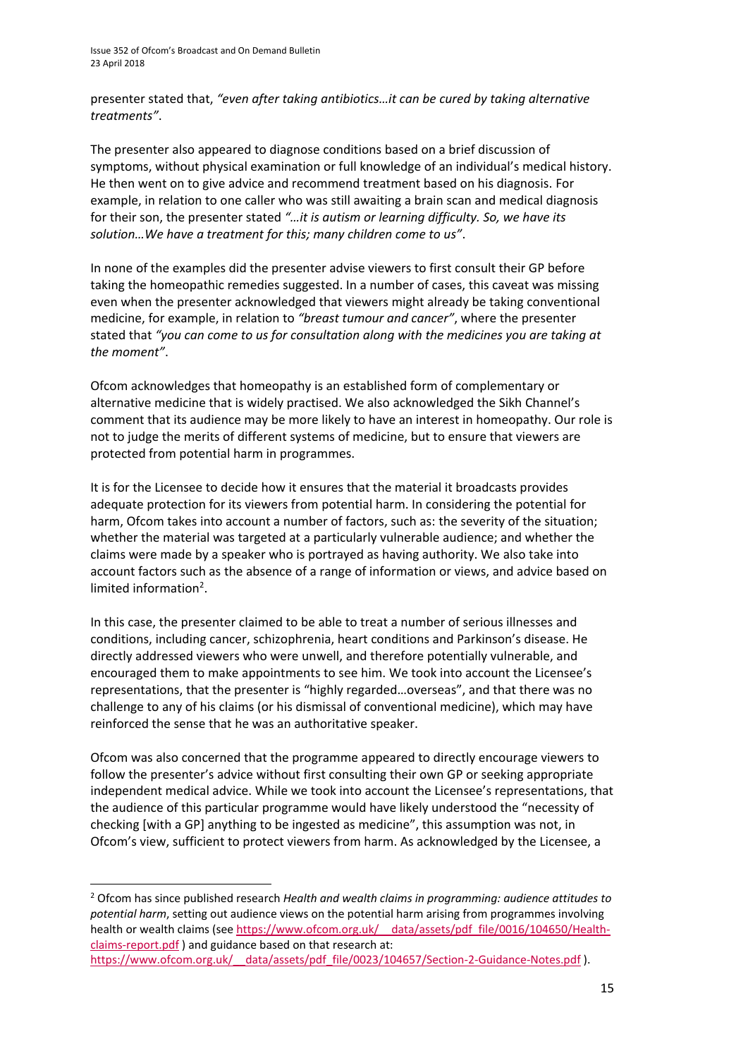presenter stated that, *"even after taking antibiotics…it can be cured by taking alternative treatments"*.

The presenter also appeared to diagnose conditions based on a brief discussion of symptoms, without physical examination or full knowledge of an individual's medical history. He then went on to give advice and recommend treatment based on his diagnosis. For example, in relation to one caller who was still awaiting a brain scan and medical diagnosis for their son, the presenter stated *"…it is autism or learning difficulty. So, we have its solution…We have a treatment for this; many children come to us"*.

In none of the examples did the presenter advise viewers to first consult their GP before taking the homeopathic remedies suggested. In a number of cases, this caveat was missing even when the presenter acknowledged that viewers might already be taking conventional medicine, for example, in relation to *"breast tumour and cancer"*, where the presenter stated that *"you can come to us for consultation along with the medicines you are taking at the moment"*.

Ofcom acknowledges that homeopathy is an established form of complementary or alternative medicine that is widely practised. We also acknowledged the Sikh Channel's comment that its audience may be more likely to have an interest in homeopathy. Our role is not to judge the merits of different systems of medicine, but to ensure that viewers are protected from potential harm in programmes.

It is for the Licensee to decide how it ensures that the material it broadcasts provides adequate protection for its viewers from potential harm. In considering the potential for harm, Ofcom takes into account a number of factors, such as: the severity of the situation; whether the material was targeted at a particularly vulnerable audience; and whether the claims were made by a speaker who is portrayed as having authority. We also take into account factors such as the absence of a range of information or views, and advice based on limited information[2].

In this case, the presenter claimed to be able to treat a number of serious illnesses and conditions, including cancer, schizophrenia, heart conditions and Parkinson's disease. He directly addressed viewers who were unwell, and therefore potentially vulnerable, and encouraged them to make appointments to see him. We took into account the Licensee's representations, that the presenter is "highly regarded…overseas", and that there was no challenge to any of his claims (or his dismissal of conventional medicine), which may have reinforced the sense that he was an authoritative speaker.

Ofcom was also concerned that the programme appeared to directly encourage viewers to follow the presenter's advice without first consulting their own GP or seeking appropriate independent medical advice. While we took into account the Licensee's representations, that the audience of this particular programme would have likely understood the "necessity of checking [with a GP] anything to be ingested as medicine", this assumption was not, in Ofcom's view, sufficient to protect viewers from harm. As acknowledged by the Licensee, a

---

[2] Ofcom has since published research *Health and wealth claims in programming: audience attitudes to potential harm*, setting out audience views on the potential harm arising from programmes involving health or wealth claims (see https://www.ofcom.org.uk/__data/assets/pdf_file/0016/104650/Health-claims-report.pdf ) and guidance based on that research at: https://www.ofcom.org.uk/__data/assets/pdf_file/0023/104657/Section-2-Guidance-Notes.pdf ).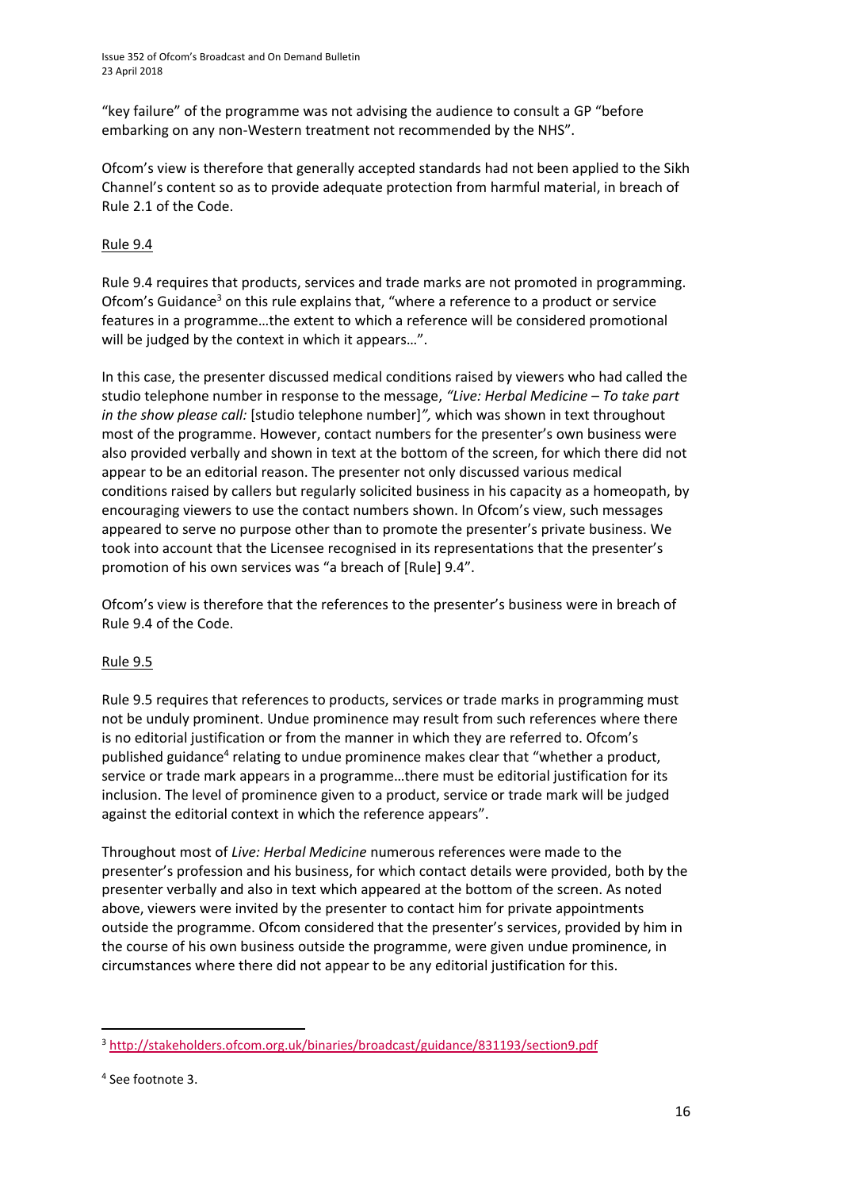"key failure" of the programme was not advising the audience to consult a GP "before embarking on any non-Western treatment not recommended by the NHS".

Ofcom's view is therefore that generally accepted standards had not been applied to the Sikh Channel's content so as to provide adequate protection from harmful material, in breach of Rule 2.1 of the Code.

Rule 9.4

Rule 9.4 requires that products, services and trade marks are not promoted in programming. Ofcom's Guidance[3] on this rule explains that, "where a reference to a product or service features in a programme…the extent to which a reference will be considered promotional will be judged by the context in which it appears…".

In this case, the presenter discussed medical conditions raised by viewers who had called the studio telephone number in response to the message, *"Live: Herbal Medicine – To take part in the show please call:* [studio telephone number]*",* which was shown in text throughout most of the programme. However, contact numbers for the presenter's own business were also provided verbally and shown in text at the bottom of the screen, for which there did not appear to be an editorial reason. The presenter not only discussed various medical conditions raised by callers but regularly solicited business in his capacity as a homeopath, by encouraging viewers to use the contact numbers shown. In Ofcom's view, such messages appeared to serve no purpose other than to promote the presenter's private business. We took into account that the Licensee recognised in its representations that the presenter's promotion of his own services was "a breach of [Rule] 9.4".

Ofcom's view is therefore that the references to the presenter's business were in breach of Rule 9.4 of the Code.

Rule 9.5

Rule 9.5 requires that references to products, services or trade marks in programming must not be unduly prominent. Undue prominence may result from such references where there is no editorial justification or from the manner in which they are referred to. Ofcom's published guidance[4] relating to undue prominence makes clear that "whether a product, service or trade mark appears in a programme…there must be editorial justification for its inclusion. The level of prominence given to a product, service or trade mark will be judged against the editorial context in which the reference appears".

Throughout most of *Live: Herbal Medicine* numerous references were made to the presenter's profession and his business, for which contact details were provided, both by the presenter verbally and also in text which appeared at the bottom of the screen. As noted above, viewers were invited by the presenter to contact him for private appointments outside the programme. Ofcom considered that the presenter's services, provided by him in the course of his own business outside the programme, were given undue prominence, in circumstances where there did not appear to be any editorial justification for this.

---

[3] http://stakeholders.ofcom.org.uk/binaries/broadcast/guidance/831193/section9.pdf

[4] See footnote 3.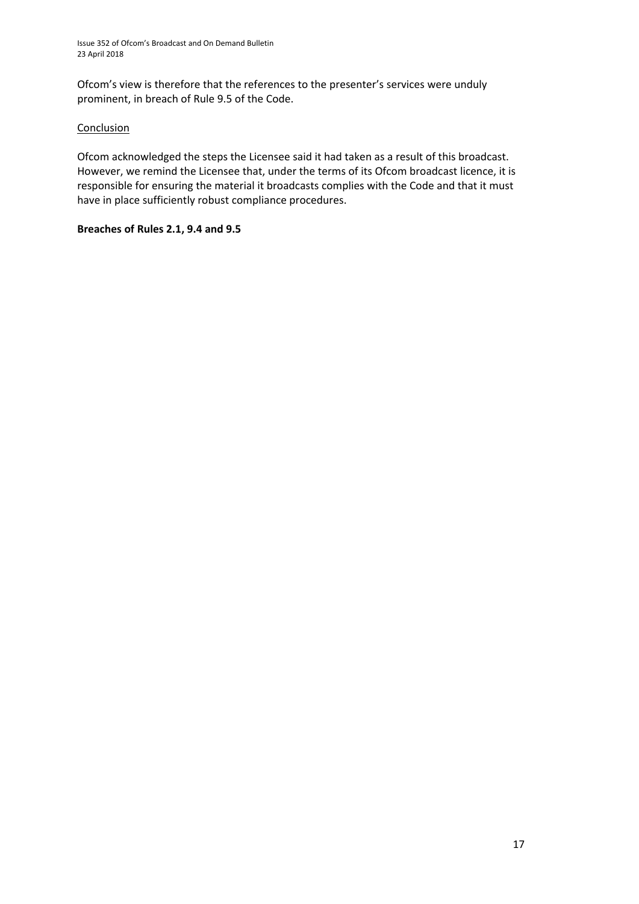Ofcom's view is therefore that the references to the presenter's services were unduly prominent, in breach of Rule 9.5 of the Code.

Conclusion

Ofcom acknowledged the steps the Licensee said it had taken as a result of this broadcast. However, we remind the Licensee that, under the terms of its Ofcom broadcast licence, it is responsible for ensuring the material it broadcasts complies with the Code and that it must have in place sufficiently robust compliance procedures.

**Breaches of Rules 2.1, 9.4 and 9.5**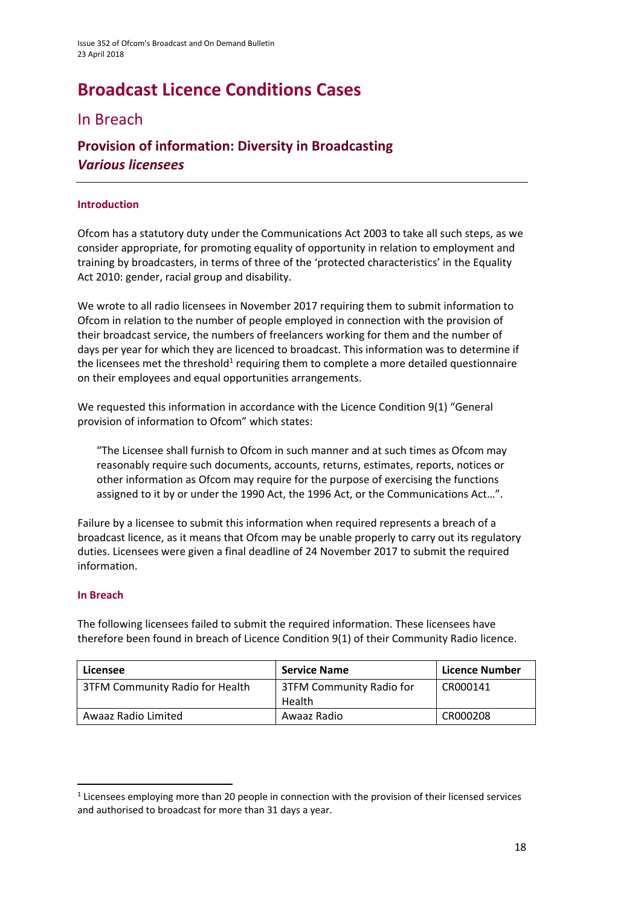# Broadcast Licence Conditions Cases

## In Breach

### Provision of information: Diversity in Broadcasting
### *Various licensees*

#### Introduction

Ofcom has a statutory duty under the Communications Act 2003 to take all such steps, as we consider appropriate, for promoting equality of opportunity in relation to employment and training by broadcasters, in terms of three of the 'protected characteristics' in the Equality Act 2010: gender, racial group and disability.

We wrote to all radio licensees in November 2017 requiring them to submit information to Ofcom in relation to the number of people employed in connection with the provision of their broadcast service, the numbers of freelancers working for them and the number of days per year for which they are licenced to broadcast. This information was to determine if the licensees met the threshold[1] requiring them to complete a more detailed questionnaire on their employees and equal opportunities arrangements.

We requested this information in accordance with the Licence Condition 9(1) "General provision of information to Ofcom" which states:

> "The Licensee shall furnish to Ofcom in such manner and at such times as Ofcom may reasonably require such documents, accounts, returns, estimates, reports, notices or other information as Ofcom may require for the purpose of exercising the functions assigned to it by or under the 1990 Act, the 1996 Act, or the Communications Act…".

Failure by a licensee to submit this information when required represents a breach of a broadcast licence, as it means that Ofcom may be unable properly to carry out its regulatory duties. Licensees were given a final deadline of 24 November 2017 to submit the required information.

#### In Breach

The following licensees failed to submit the required information. These licensees have therefore been found in breach of Licence Condition 9(1) of their Community Radio licence.

| Licensee | Service Name | Licence Number |
|---|---|---|
| 3TFM Community Radio for Health | 3TFM Community Radio for Health | CR000141 |
| Awaaz Radio Limited | Awaaz Radio | CR000208 |

[1] Licensees employing more than 20 people in connection with the provision of their licensed services and authorised to broadcast for more than 31 days a year.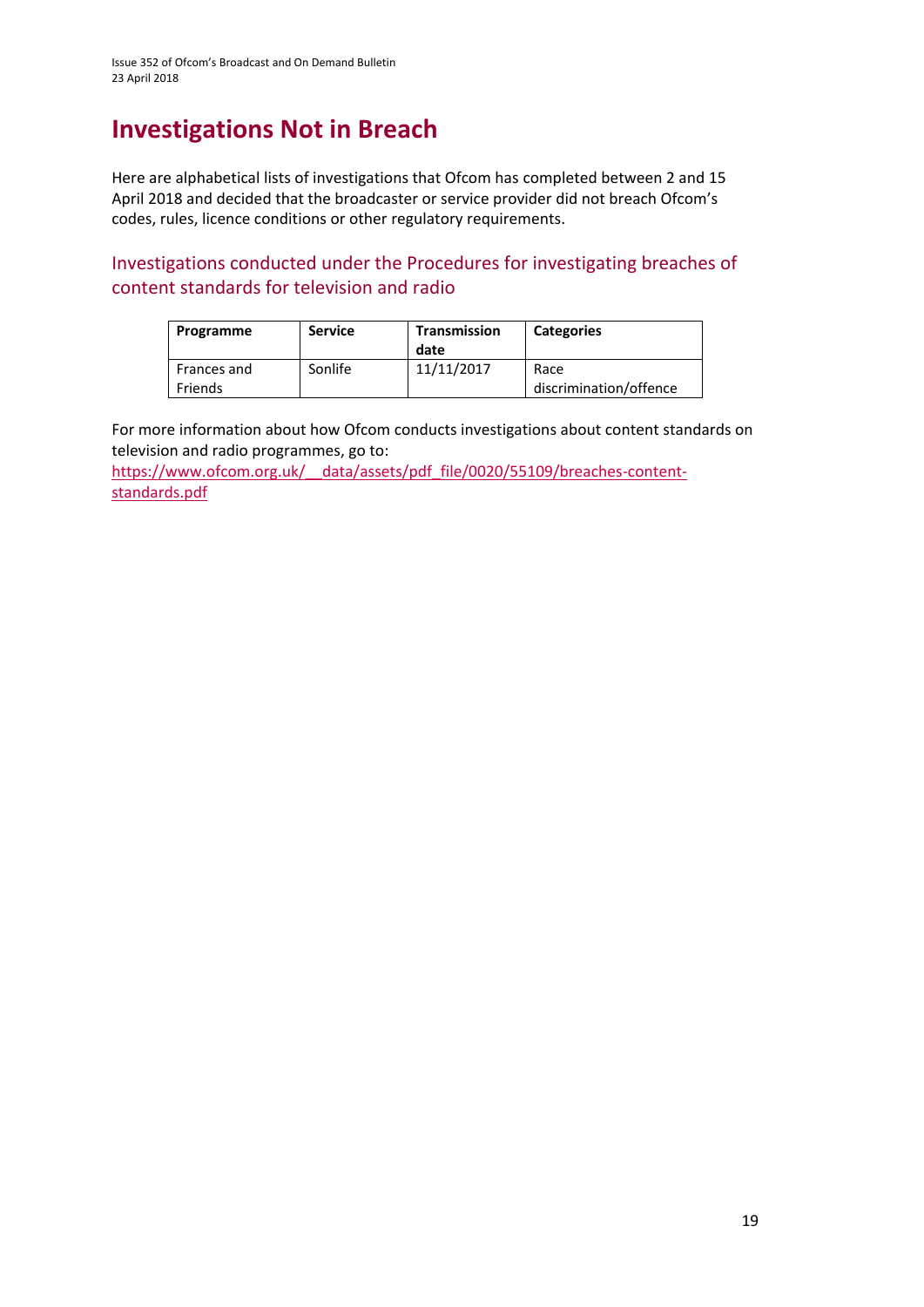# Investigations Not in Breach

Here are alphabetical lists of investigations that Ofcom has completed between 2 and 15 April 2018 and decided that the broadcaster or service provider did not breach Ofcom's codes, rules, licence conditions or other regulatory requirements.

## Investigations conducted under the Procedures for investigating breaches of content standards for television and radio

| Programme | Service | Transmission date | Categories |
|---|---|---|---|
| Frances and Friends | Sonlife | 11/11/2017 | Race discrimination/offence |

For more information about how Ofcom conducts investigations about content standards on television and radio programmes, go to:
https://www.ofcom.org.uk/__data/assets/pdf_file/0020/55109/breaches-content-standards.pdf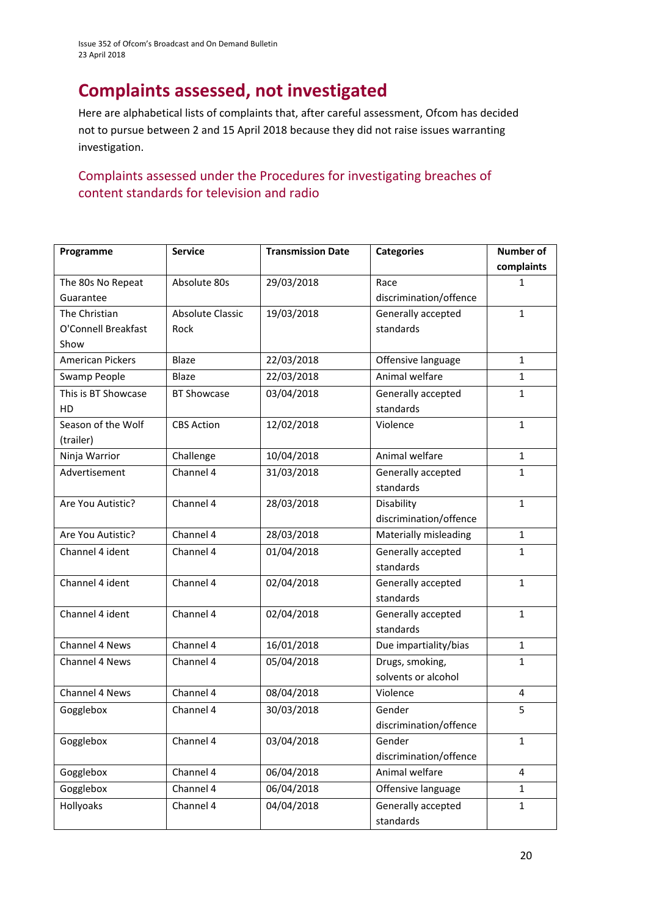# Complaints assessed, not investigated

Here are alphabetical lists of complaints that, after careful assessment, Ofcom has decided not to pursue between 2 and 15 April 2018 because they did not raise issues warranting investigation.

## Complaints assessed under the Procedures for investigating breaches of content standards for television and radio

| Programme | Service | Transmission Date | Categories | Number of complaints |
|---|---|---|---|---|
| The 80s No Repeat Guarantee | Absolute 80s | 29/03/2018 | Race discrimination/offence | 1 |
| The Christian O'Connell Breakfast Show | Absolute Classic Rock | 19/03/2018 | Generally accepted standards | 1 |
| American Pickers | Blaze | 22/03/2018 | Offensive language | 1 |
| Swamp People | Blaze | 22/03/2018 | Animal welfare | 1 |
| This is BT Showcase HD | BT Showcase | 03/04/2018 | Generally accepted standards | 1 |
| Season of the Wolf (trailer) | CBS Action | 12/02/2018 | Violence | 1 |
| Ninja Warrior | Challenge | 10/04/2018 | Animal welfare | 1 |
| Advertisement | Channel 4 | 31/03/2018 | Generally accepted standards | 1 |
| Are You Autistic? | Channel 4 | 28/03/2018 | Disability discrimination/offence | 1 |
| Are You Autistic? | Channel 4 | 28/03/2018 | Materially misleading | 1 |
| Channel 4 ident | Channel 4 | 01/04/2018 | Generally accepted standards | 1 |
| Channel 4 ident | Channel 4 | 02/04/2018 | Generally accepted standards | 1 |
| Channel 4 ident | Channel 4 | 02/04/2018 | Generally accepted standards | 1 |
| Channel 4 News | Channel 4 | 16/01/2018 | Due impartiality/bias | 1 |
| Channel 4 News | Channel 4 | 05/04/2018 | Drugs, smoking, solvents or alcohol | 1 |
| Channel 4 News | Channel 4 | 08/04/2018 | Violence | 4 |
| Gogglebox | Channel 4 | 30/03/2018 | Gender discrimination/offence | 5 |
| Gogglebox | Channel 4 | 03/04/2018 | Gender discrimination/offence | 1 |
| Gogglebox | Channel 4 | 06/04/2018 | Animal welfare | 4 |
| Gogglebox | Channel 4 | 06/04/2018 | Offensive language | 1 |
| Hollyoaks | Channel 4 | 04/04/2018 | Generally accepted standards | 1 |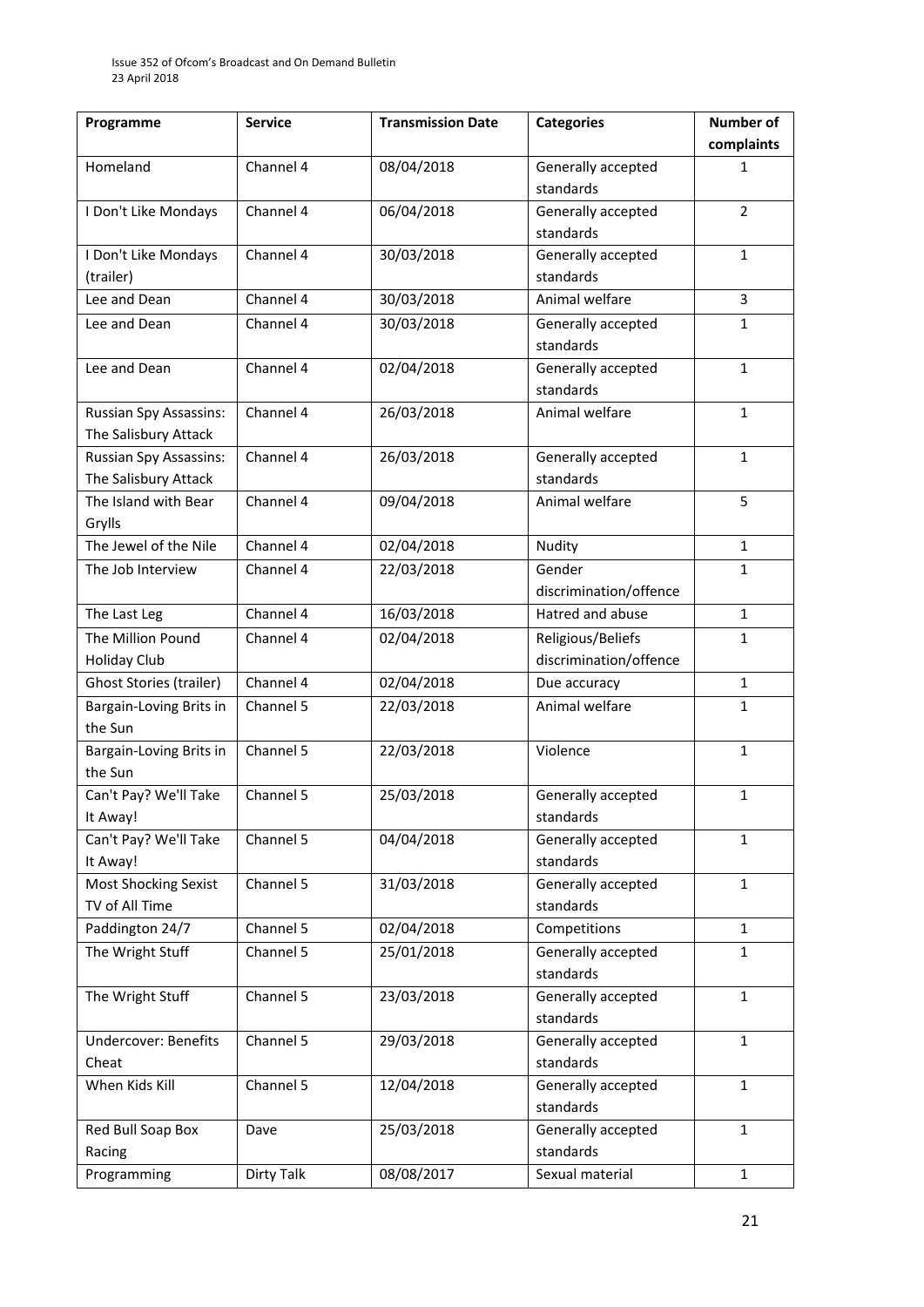| Programme | Service | Transmission Date | Categories | Number of complaints |
|---|---|---|---|---|
| Homeland | Channel 4 | 08/04/2018 | Generally accepted standards | 1 |
| I Don't Like Mondays | Channel 4 | 06/04/2018 | Generally accepted standards | 2 |
| I Don't Like Mondays (trailer) | Channel 4 | 30/03/2018 | Generally accepted standards | 1 |
| Lee and Dean | Channel 4 | 30/03/2018 | Animal welfare | 3 |
| Lee and Dean | Channel 4 | 30/03/2018 | Generally accepted standards | 1 |
| Lee and Dean | Channel 4 | 02/04/2018 | Generally accepted standards | 1 |
| Russian Spy Assassins: The Salisbury Attack | Channel 4 | 26/03/2018 | Animal welfare | 1 |
| Russian Spy Assassins: The Salisbury Attack | Channel 4 | 26/03/2018 | Generally accepted standards | 1 |
| The Island with Bear Grylls | Channel 4 | 09/04/2018 | Animal welfare | 5 |
| The Jewel of the Nile | Channel 4 | 02/04/2018 | Nudity | 1 |
| The Job Interview | Channel 4 | 22/03/2018 | Gender discrimination/offence | 1 |
| The Last Leg | Channel 4 | 16/03/2018 | Hatred and abuse | 1 |
| The Million Pound Holiday Club | Channel 4 | 02/04/2018 | Religious/Beliefs discrimination/offence | 1 |
| Ghost Stories (trailer) | Channel 4 | 02/04/2018 | Due accuracy | 1 |
| Bargain-Loving Brits in the Sun | Channel 5 | 22/03/2018 | Animal welfare | 1 |
| Bargain-Loving Brits in the Sun | Channel 5 | 22/03/2018 | Violence | 1 |
| Can't Pay? We'll Take It Away! | Channel 5 | 25/03/2018 | Generally accepted standards | 1 |
| Can't Pay? We'll Take It Away! | Channel 5 | 04/04/2018 | Generally accepted standards | 1 |
| Most Shocking Sexist TV of All Time | Channel 5 | 31/03/2018 | Generally accepted standards | 1 |
| Paddington 24/7 | Channel 5 | 02/04/2018 | Competitions | 1 |
| The Wright Stuff | Channel 5 | 25/01/2018 | Generally accepted standards | 1 |
| The Wright Stuff | Channel 5 | 23/03/2018 | Generally accepted standards | 1 |
| Undercover: Benefits Cheat | Channel 5 | 29/03/2018 | Generally accepted standards | 1 |
| When Kids Kill | Channel 5 | 12/04/2018 | Generally accepted standards | 1 |
| Red Bull Soap Box Racing | Dave | 25/03/2018 | Generally accepted standards | 1 |
| Programming | Dirty Talk | 08/08/2017 | Sexual material | 1 |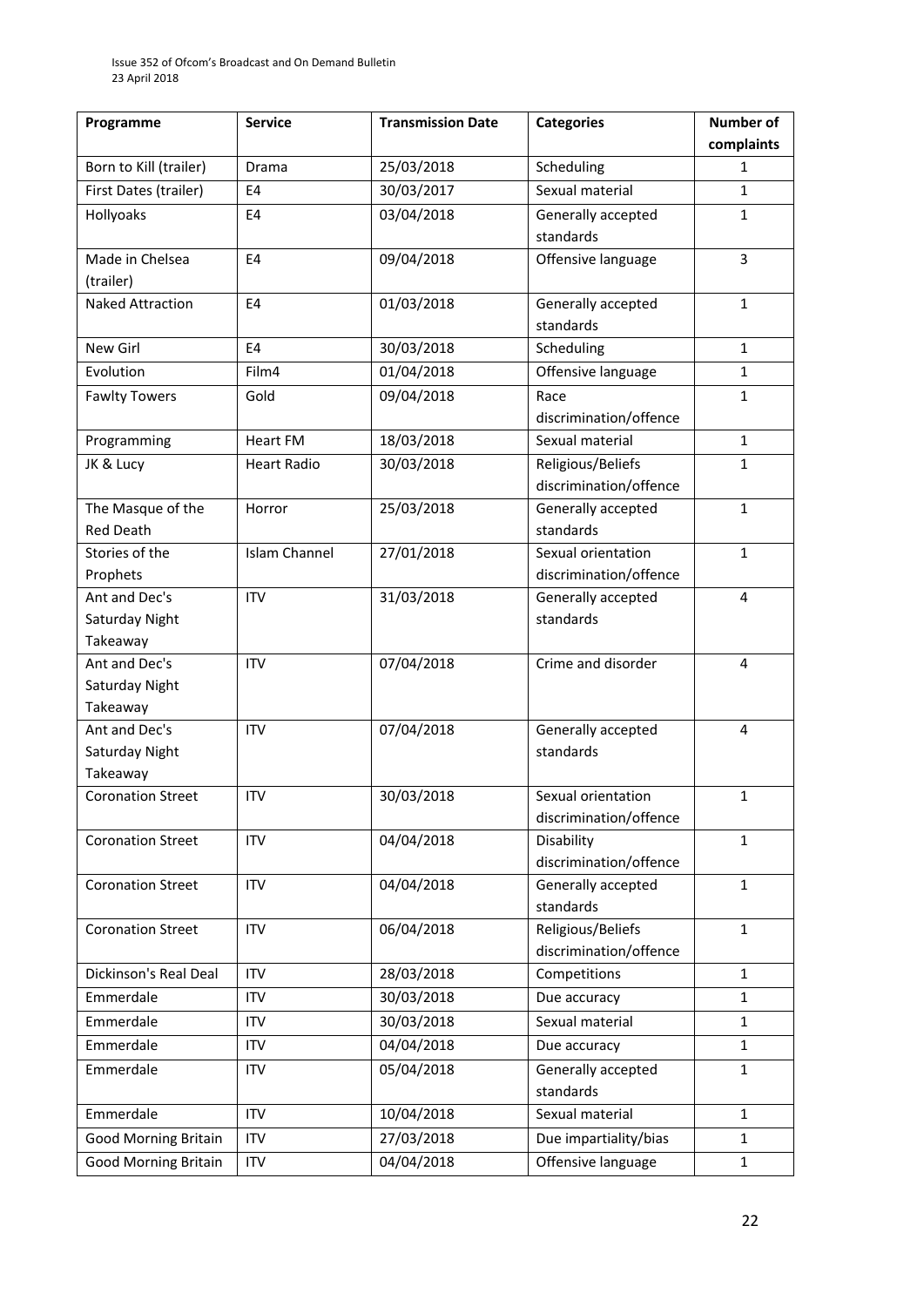| Programme | Service | Transmission Date | Categories | Number of complaints |
|---|---|---|---|---|
| Born to Kill (trailer) | Drama | 25/03/2018 | Scheduling | 1 |
| First Dates (trailer) | E4 | 30/03/2017 | Sexual material | 1 |
| Hollyoaks | E4 | 03/04/2018 | Generally accepted standards | 1 |
| Made in Chelsea (trailer) | E4 | 09/04/2018 | Offensive language | 3 |
| Naked Attraction | E4 | 01/03/2018 | Generally accepted standards | 1 |
| New Girl | E4 | 30/03/2018 | Scheduling | 1 |
| Evolution | Film4 | 01/04/2018 | Offensive language | 1 |
| Fawlty Towers | Gold | 09/04/2018 | Race discrimination/offence | 1 |
| Programming | Heart FM | 18/03/2018 | Sexual material | 1 |
| JK & Lucy | Heart Radio | 30/03/2018 | Religious/Beliefs discrimination/offence | 1 |
| The Masque of the Red Death | Horror | 25/03/2018 | Generally accepted standards | 1 |
| Stories of the Prophets | Islam Channel | 27/01/2018 | Sexual orientation discrimination/offence | 1 |
| Ant and Dec's Saturday Night Takeaway | ITV | 31/03/2018 | Generally accepted standards | 4 |
| Ant and Dec's Saturday Night Takeaway | ITV | 07/04/2018 | Crime and disorder | 4 |
| Ant and Dec's Saturday Night Takeaway | ITV | 07/04/2018 | Generally accepted standards | 4 |
| Coronation Street | ITV | 30/03/2018 | Sexual orientation discrimination/offence | 1 |
| Coronation Street | ITV | 04/04/2018 | Disability discrimination/offence | 1 |
| Coronation Street | ITV | 04/04/2018 | Generally accepted standards | 1 |
| Coronation Street | ITV | 06/04/2018 | Religious/Beliefs discrimination/offence | 1 |
| Dickinson's Real Deal | ITV | 28/03/2018 | Competitions | 1 |
| Emmerdale | ITV | 30/03/2018 | Due accuracy | 1 |
| Emmerdale | ITV | 30/03/2018 | Sexual material | 1 |
| Emmerdale | ITV | 04/04/2018 | Due accuracy | 1 |
| Emmerdale | ITV | 05/04/2018 | Generally accepted standards | 1 |
| Emmerdale | ITV | 10/04/2018 | Sexual material | 1 |
| Good Morning Britain | ITV | 27/03/2018 | Due impartiality/bias | 1 |
| Good Morning Britain | ITV | 04/04/2018 | Offensive language | 1 |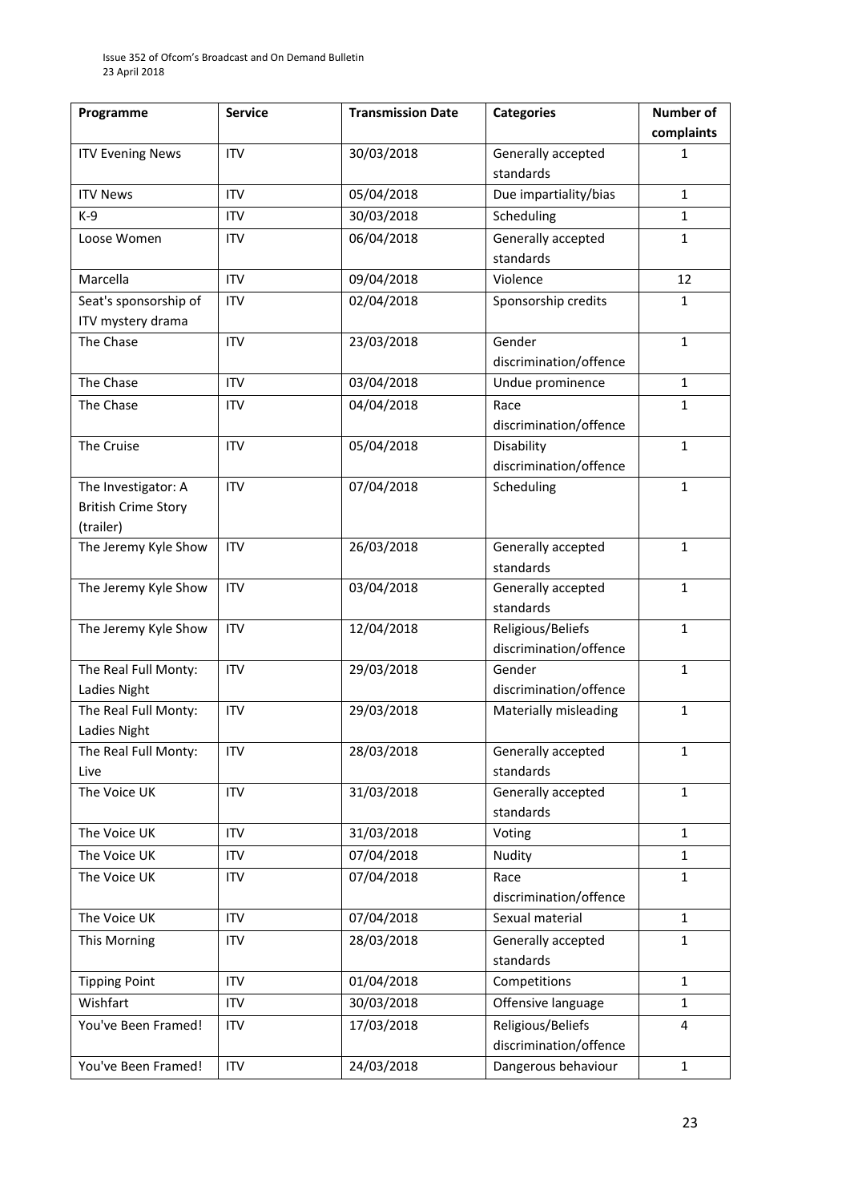| Programme | Service | Transmission Date | Categories | Number of complaints |
| --- | --- | --- | --- | --- |
| ITV Evening News | ITV | 30/03/2018 | Generally accepted standards | 1 |
| ITV News | ITV | 05/04/2018 | Due impartiality/bias | 1 |
| K-9 | ITV | 30/03/2018 | Scheduling | 1 |
| Loose Women | ITV | 06/04/2018 | Generally accepted standards | 1 |
| Marcella | ITV | 09/04/2018 | Violence | 12 |
| Seat's sponsorship of ITV mystery drama | ITV | 02/04/2018 | Sponsorship credits | 1 |
| The Chase | ITV | 23/03/2018 | Gender discrimination/offence | 1 |
| The Chase | ITV | 03/04/2018 | Undue prominence | 1 |
| The Chase | ITV | 04/04/2018 | Race discrimination/offence | 1 |
| The Cruise | ITV | 05/04/2018 | Disability discrimination/offence | 1 |
| The Investigator: A British Crime Story (trailer) | ITV | 07/04/2018 | Scheduling | 1 |
| The Jeremy Kyle Show | ITV | 26/03/2018 | Generally accepted standards | 1 |
| The Jeremy Kyle Show | ITV | 03/04/2018 | Generally accepted standards | 1 |
| The Jeremy Kyle Show | ITV | 12/04/2018 | Religious/Beliefs discrimination/offence | 1 |
| The Real Full Monty: Ladies Night | ITV | 29/03/2018 | Gender discrimination/offence | 1 |
| The Real Full Monty: Ladies Night | ITV | 29/03/2018 | Materially misleading | 1 |
| The Real Full Monty: Live | ITV | 28/03/2018 | Generally accepted standards | 1 |
| The Voice UK | ITV | 31/03/2018 | Generally accepted standards | 1 |
| The Voice UK | ITV | 31/03/2018 | Voting | 1 |
| The Voice UK | ITV | 07/04/2018 | Nudity | 1 |
| The Voice UK | ITV | 07/04/2018 | Race discrimination/offence | 1 |
| The Voice UK | ITV | 07/04/2018 | Sexual material | 1 |
| This Morning | ITV | 28/03/2018 | Generally accepted standards | 1 |
| Tipping Point | ITV | 01/04/2018 | Competitions | 1 |
| Wishfart | ITV | 30/03/2018 | Offensive language | 1 |
| You've Been Framed! | ITV | 17/03/2018 | Religious/Beliefs discrimination/offence | 4 |
| You've Been Framed! | ITV | 24/03/2018 | Dangerous behaviour | 1 |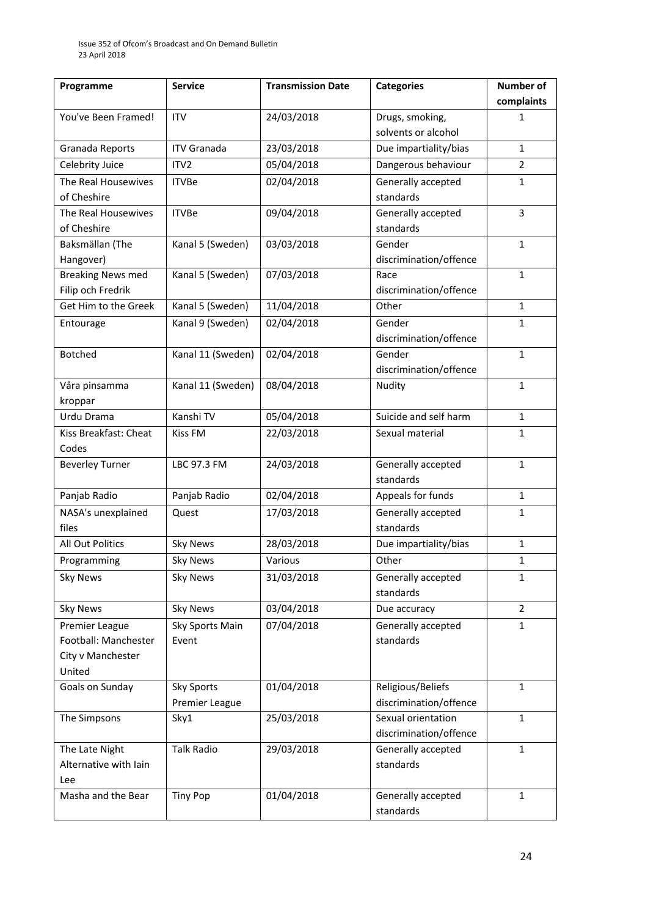| Programme | Service | Transmission Date | Categories | Number of complaints |
|---|---|---|---|---|
| You've Been Framed! | ITV | 24/03/2018 | Drugs, smoking, solvents or alcohol | 1 |
| Granada Reports | ITV Granada | 23/03/2018 | Due impartiality/bias | 1 |
| Celebrity Juice | ITV2 | 05/04/2018 | Dangerous behaviour | 2 |
| The Real Housewives of Cheshire | ITVBe | 02/04/2018 | Generally accepted standards | 1 |
| The Real Housewives of Cheshire | ITVBe | 09/04/2018 | Generally accepted standards | 3 |
| Baksmällan (The Hangover) | Kanal 5 (Sweden) | 03/03/2018 | Gender discrimination/offence | 1 |
| Breaking News med Filip och Fredrik | Kanal 5 (Sweden) | 07/03/2018 | Race discrimination/offence | 1 |
| Get Him to the Greek | Kanal 5 (Sweden) | 11/04/2018 | Other | 1 |
| Entourage | Kanal 9 (Sweden) | 02/04/2018 | Gender discrimination/offence | 1 |
| Botched | Kanal 11 (Sweden) | 02/04/2018 | Gender discrimination/offence | 1 |
| Våra pinsamma kroppar | Kanal 11 (Sweden) | 08/04/2018 | Nudity | 1 |
| Urdu Drama | Kanshi TV | 05/04/2018 | Suicide and self harm | 1 |
| Kiss Breakfast: Cheat Codes | Kiss FM | 22/03/2018 | Sexual material | 1 |
| Beverley Turner | LBC 97.3 FM | 24/03/2018 | Generally accepted standards | 1 |
| Panjab Radio | Panjab Radio | 02/04/2018 | Appeals for funds | 1 |
| NASA's unexplained files | Quest | 17/03/2018 | Generally accepted standards | 1 |
| All Out Politics | Sky News | 28/03/2018 | Due impartiality/bias | 1 |
| Programming | Sky News | Various | Other | 1 |
| Sky News | Sky News | 31/03/2018 | Generally accepted standards | 1 |
| Sky News | Sky News | 03/04/2018 | Due accuracy | 2 |
| Premier League Football: Manchester City v Manchester United | Sky Sports Main Event | 07/04/2018 | Generally accepted standards | 1 |
| Goals on Sunday | Sky Sports Premier League | 01/04/2018 | Religious/Beliefs discrimination/offence | 1 |
| The Simpsons | Sky1 | 25/03/2018 | Sexual orientation discrimination/offence | 1 |
| The Late Night Alternative with Iain Lee | Talk Radio | 29/03/2018 | Generally accepted standards | 1 |
| Masha and the Bear | Tiny Pop | 01/04/2018 | Generally accepted standards | 1 |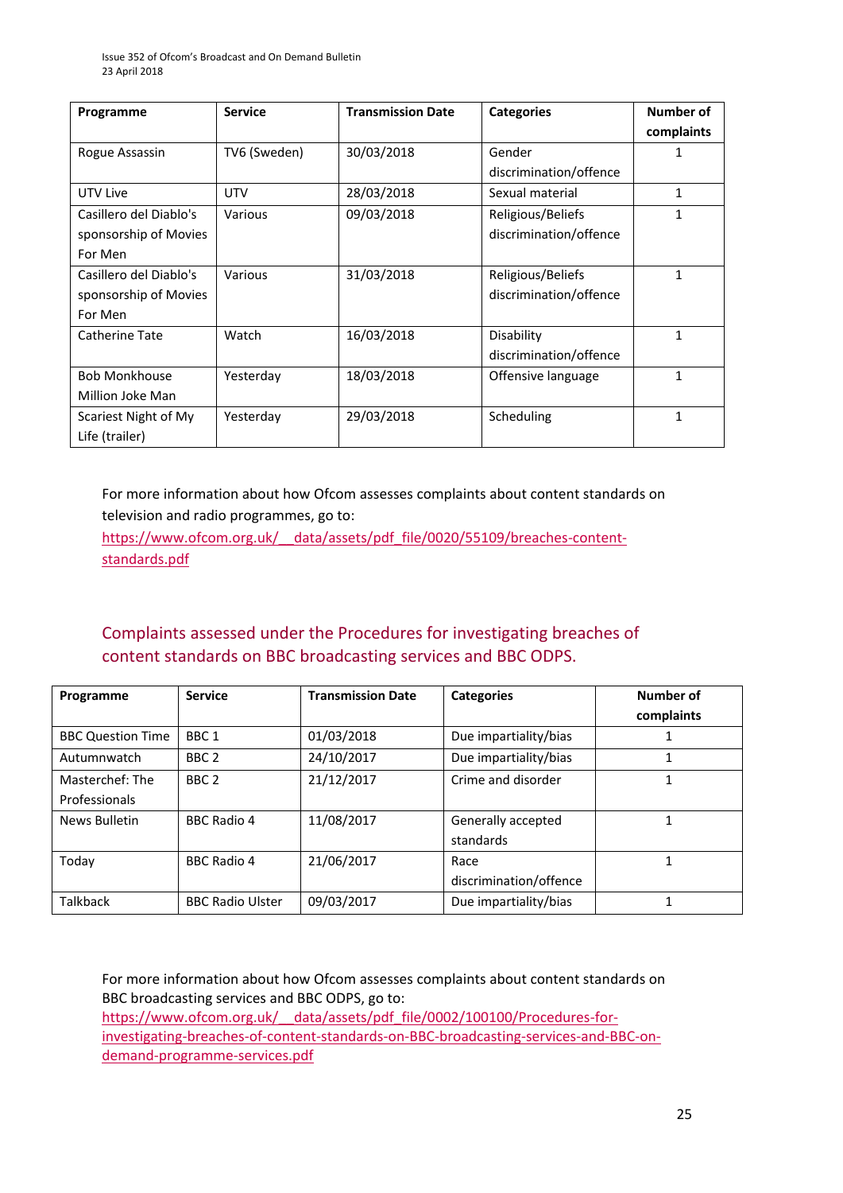| Programme | Service | Transmission Date | Categories | Number of complaints |
|---|---|---|---|---|
| Rogue Assassin | TV6 (Sweden) | 30/03/2018 | Gender discrimination/offence | 1 |
| UTV Live | UTV | 28/03/2018 | Sexual material | 1 |
| Casillero del Diablo's sponsorship of Movies For Men | Various | 09/03/2018 | Religious/Beliefs discrimination/offence | 1 |
| Casillero del Diablo's sponsorship of Movies For Men | Various | 31/03/2018 | Religious/Beliefs discrimination/offence | 1 |
| Catherine Tate | Watch | 16/03/2018 | Disability discrimination/offence | 1 |
| Bob Monkhouse Million Joke Man | Yesterday | 18/03/2018 | Offensive language | 1 |
| Scariest Night of My Life (trailer) | Yesterday | 29/03/2018 | Scheduling | 1 |

For more information about how Ofcom assesses complaints about content standards on television and radio programmes, go to:
https://www.ofcom.org.uk/__data/assets/pdf_file/0020/55109/breaches-content-standards.pdf

## Complaints assessed under the Procedures for investigating breaches of content standards on BBC broadcasting services and BBC ODPS.

| Programme | Service | Transmission Date | Categories | Number of complaints |
|---|---|---|---|---|
| BBC Question Time | BBC 1 | 01/03/2018 | Due impartiality/bias | 1 |
| Autumnwatch | BBC 2 | 24/10/2017 | Due impartiality/bias | 1 |
| Masterchef: The Professionals | BBC 2 | 21/12/2017 | Crime and disorder | 1 |
| News Bulletin | BBC Radio 4 | 11/08/2017 | Generally accepted standards | 1 |
| Today | BBC Radio 4 | 21/06/2017 | Race discrimination/offence | 1 |
| Talkback | BBC Radio Ulster | 09/03/2017 | Due impartiality/bias | 1 |

For more information about how Ofcom assesses complaints about content standards on BBC broadcasting services and BBC ODPS, go to:
https://www.ofcom.org.uk/__data/assets/pdf_file/0002/100100/Procedures-for-investigating-breaches-of-content-standards-on-BBC-broadcasting-services-and-BBC-on-demand-programme-services.pdf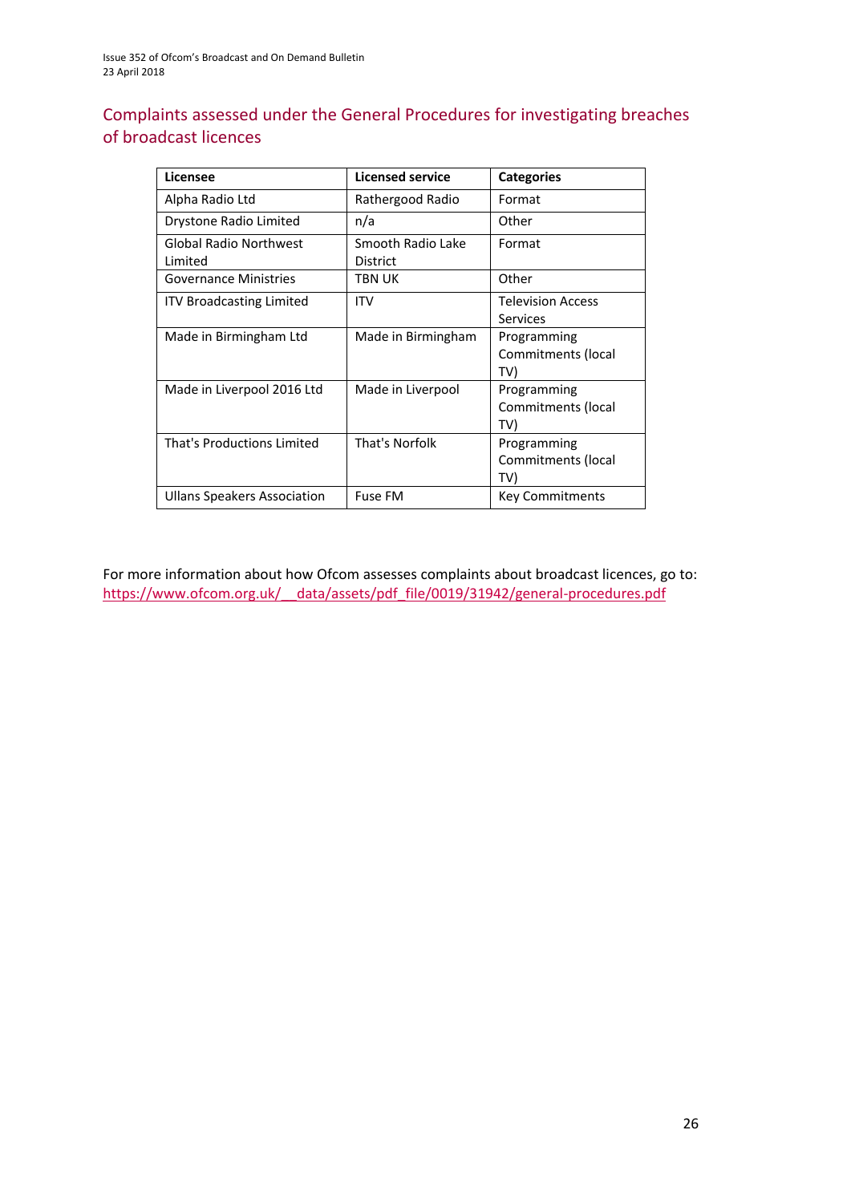## Complaints assessed under the General Procedures for investigating breaches of broadcast licences

| Licensee | Licensed service | Categories |
| --- | --- | --- |
| Alpha Radio Ltd | Rathergood Radio | Format |
| Drystone Radio Limited | n/a | Other |
| Global Radio Northwest Limited | Smooth Radio Lake District | Format |
| Governance Ministries | TBN UK | Other |
| ITV Broadcasting Limited | ITV | Television Access Services |
| Made in Birmingham Ltd | Made in Birmingham | Programming Commitments (local TV) |
| Made in Liverpool 2016 Ltd | Made in Liverpool | Programming Commitments (local TV) |
| That's Productions Limited | That's Norfolk | Programming Commitments (local TV) |
| Ullans Speakers Association | Fuse FM | Key Commitments |

For more information about how Ofcom assesses complaints about broadcast licences, go to: https://www.ofcom.org.uk/__data/assets/pdf_file/0019/31942/general-procedures.pdf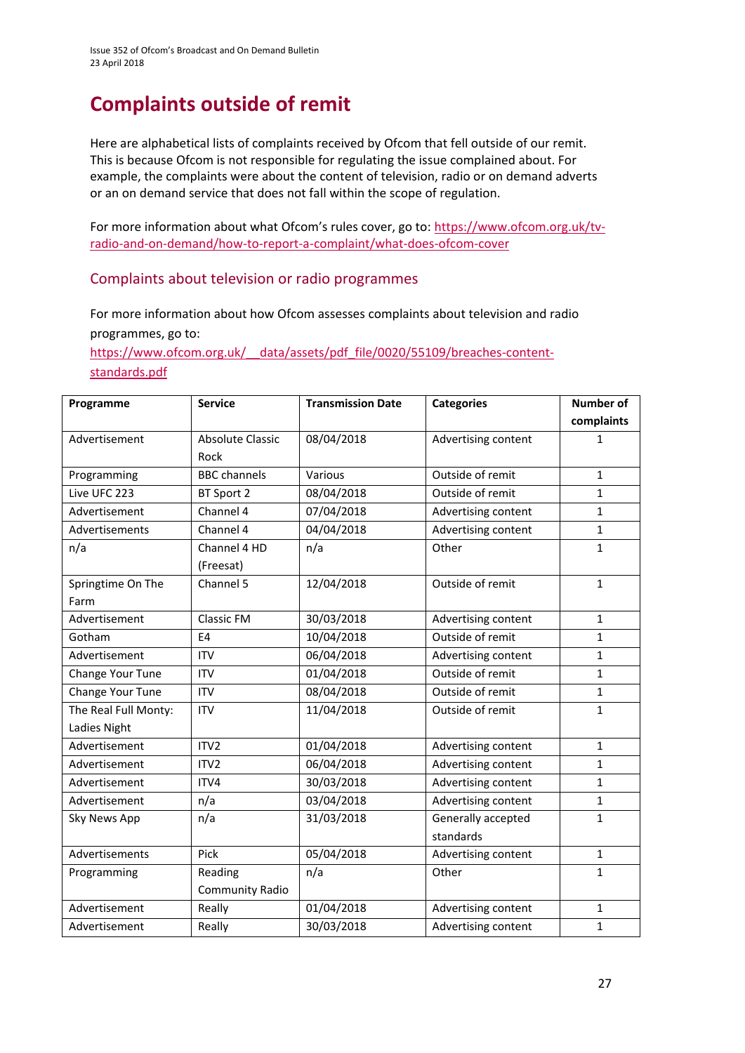# Complaints outside of remit

Here are alphabetical lists of complaints received by Ofcom that fell outside of our remit. This is because Ofcom is not responsible for regulating the issue complained about. For example, the complaints were about the content of television, radio or on demand adverts or an on demand service that does not fall within the scope of regulation.

For more information about what Ofcom's rules cover, go to: https://www.ofcom.org.uk/tv-radio-and-on-demand/how-to-report-a-complaint/what-does-ofcom-cover

## Complaints about television or radio programmes

For more information about how Ofcom assesses complaints about television and radio programmes, go to: https://www.ofcom.org.uk/__data/assets/pdf_file/0020/55109/breaches-content-standards.pdf

| Programme | Service | Transmission Date | Categories | Number of complaints |
|---|---|---|---|---|
| Advertisement | Absolute Classic Rock | 08/04/2018 | Advertising content | 1 |
| Programming | BBC channels | Various | Outside of remit | 1 |
| Live UFC 223 | BT Sport 2 | 08/04/2018 | Outside of remit | 1 |
| Advertisement | Channel 4 | 07/04/2018 | Advertising content | 1 |
| Advertisements | Channel 4 | 04/04/2018 | Advertising content | 1 |
| n/a | Channel 4 HD (Freesat) | n/a | Other | 1 |
| Springtime On The Farm | Channel 5 | 12/04/2018 | Outside of remit | 1 |
| Advertisement | Classic FM | 30/03/2018 | Advertising content | 1 |
| Gotham | E4 | 10/04/2018 | Outside of remit | 1 |
| Advertisement | ITV | 06/04/2018 | Advertising content | 1 |
| Change Your Tune | ITV | 01/04/2018 | Outside of remit | 1 |
| Change Your Tune | ITV | 08/04/2018 | Outside of remit | 1 |
| The Real Full Monty: Ladies Night | ITV | 11/04/2018 | Outside of remit | 1 |
| Advertisement | ITV2 | 01/04/2018 | Advertising content | 1 |
| Advertisement | ITV2 | 06/04/2018 | Advertising content | 1 |
| Advertisement | ITV4 | 30/03/2018 | Advertising content | 1 |
| Advertisement | n/a | 03/04/2018 | Advertising content | 1 |
| Sky News App | n/a | 31/03/2018 | Generally accepted standards | 1 |
| Advertisements | Pick | 05/04/2018 | Advertising content | 1 |
| Programming | Reading Community Radio | n/a | Other | 1 |
| Advertisement | Really | 01/04/2018 | Advertising content | 1 |
| Advertisement | Really | 30/03/2018 | Advertising content | 1 |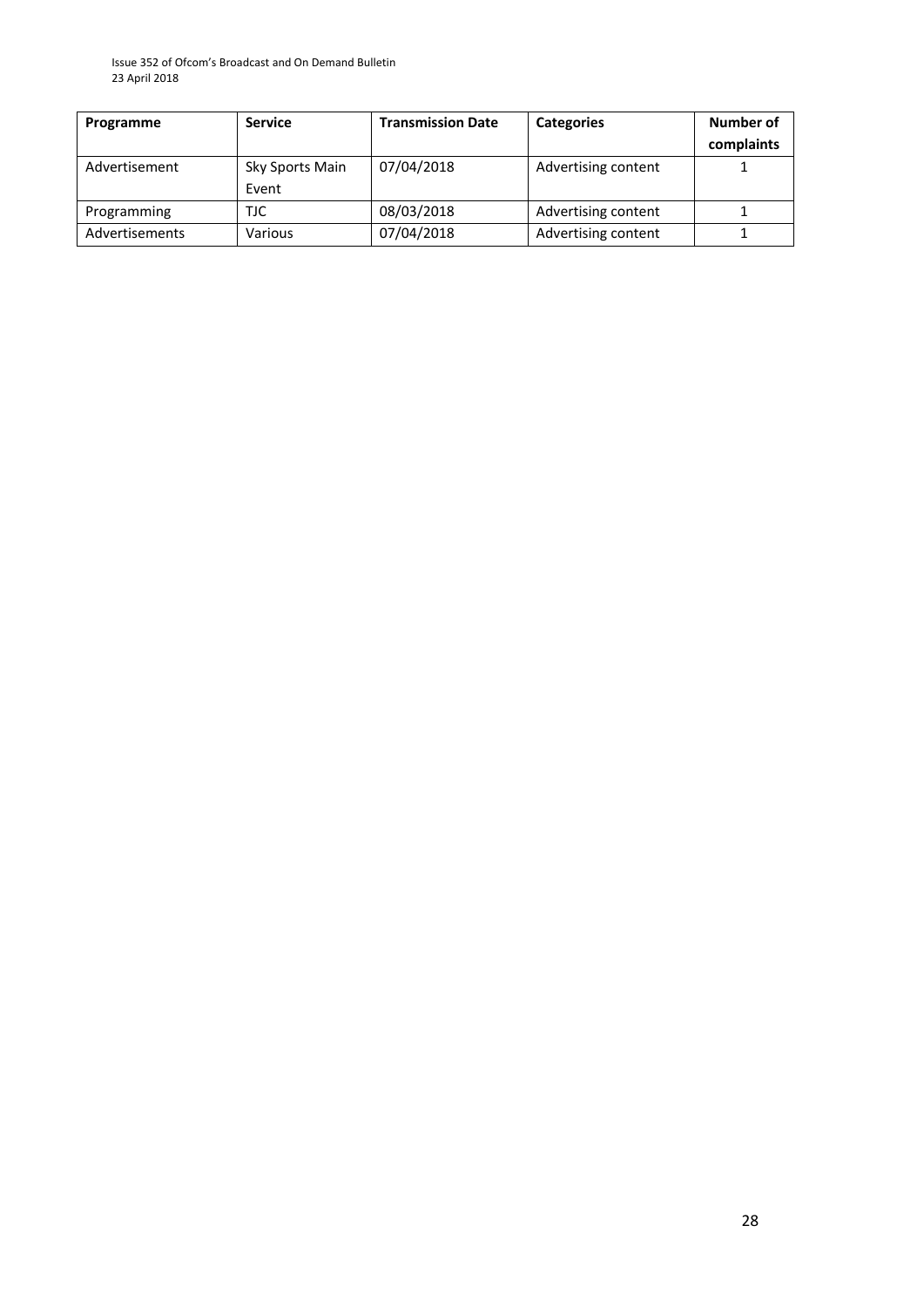| Programme | Service | Transmission Date | Categories | Number of complaints |
|---|---|---|---|---|
| Advertisement | Sky Sports Main Event | 07/04/2018 | Advertising content | 1 |
| Programming | TJC | 08/03/2018 | Advertising content | 1 |
| Advertisements | Various | 07/04/2018 | Advertising content | 1 |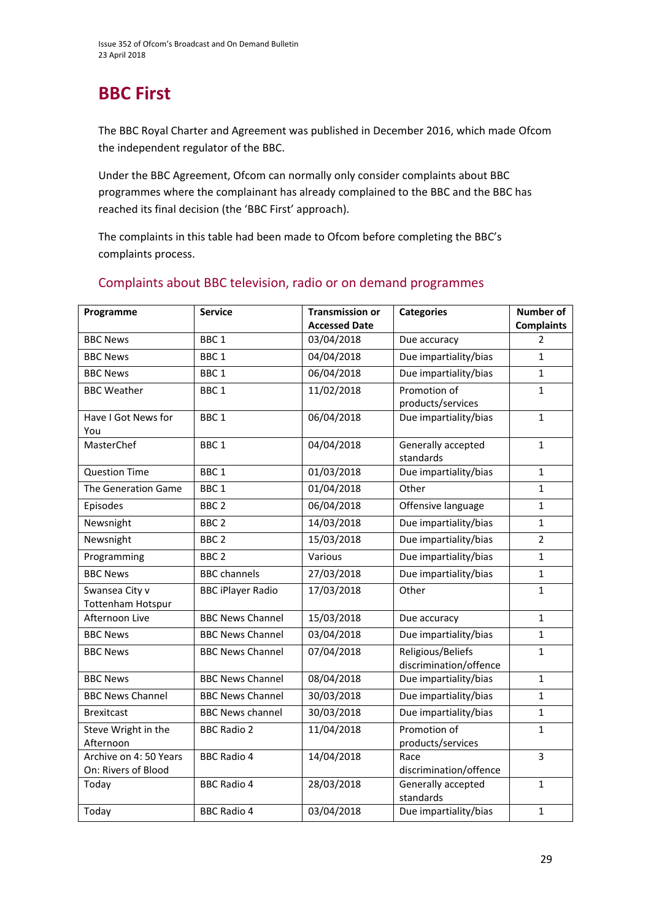# BBC First

The BBC Royal Charter and Agreement was published in December 2016, which made Ofcom the independent regulator of the BBC.

Under the BBC Agreement, Ofcom can normally only consider complaints about BBC programmes where the complainant has already complained to the BBC and the BBC has reached its final decision (the 'BBC First' approach).

The complaints in this table had been made to Ofcom before completing the BBC's complaints process.

## Complaints about BBC television, radio or on demand programmes

| Programme | Service | Transmission or Accessed Date | Categories | Number of Complaints |
|---|---|---|---|---|
| BBC News | BBC 1 | 03/04/2018 | Due accuracy | 2 |
| BBC News | BBC 1 | 04/04/2018 | Due impartiality/bias | 1 |
| BBC News | BBC 1 | 06/04/2018 | Due impartiality/bias | 1 |
| BBC Weather | BBC 1 | 11/02/2018 | Promotion of products/services | 1 |
| Have I Got News for You | BBC 1 | 06/04/2018 | Due impartiality/bias | 1 |
| MasterChef | BBC 1 | 04/04/2018 | Generally accepted standards | 1 |
| Question Time | BBC 1 | 01/03/2018 | Due impartiality/bias | 1 |
| The Generation Game | BBC 1 | 01/04/2018 | Other | 1 |
| Episodes | BBC 2 | 06/04/2018 | Offensive language | 1 |
| Newsnight | BBC 2 | 14/03/2018 | Due impartiality/bias | 1 |
| Newsnight | BBC 2 | 15/03/2018 | Due impartiality/bias | 2 |
| Programming | BBC 2 | Various | Due impartiality/bias | 1 |
| BBC News | BBC channels | 27/03/2018 | Due impartiality/bias | 1 |
| Swansea City v Tottenham Hotspur | BBC iPlayer Radio | 17/03/2018 | Other | 1 |
| Afternoon Live | BBC News Channel | 15/03/2018 | Due accuracy | 1 |
| BBC News | BBC News Channel | 03/04/2018 | Due impartiality/bias | 1 |
| BBC News | BBC News Channel | 07/04/2018 | Religious/Beliefs discrimination/offence | 1 |
| BBC News | BBC News Channel | 08/04/2018 | Due impartiality/bias | 1 |
| BBC News Channel | BBC News Channel | 30/03/2018 | Due impartiality/bias | 1 |
| Brexitcast | BBC News channel | 30/03/2018 | Due impartiality/bias | 1 |
| Steve Wright in the Afternoon | BBC Radio 2 | 11/04/2018 | Promotion of products/services | 1 |
| Archive on 4: 50 Years On: Rivers of Blood | BBC Radio 4 | 14/04/2018 | Race discrimination/offence | 3 |
| Today | BBC Radio 4 | 28/03/2018 | Generally accepted standards | 1 |
| Today | BBC Radio 4 | 03/04/2018 | Due impartiality/bias | 1 |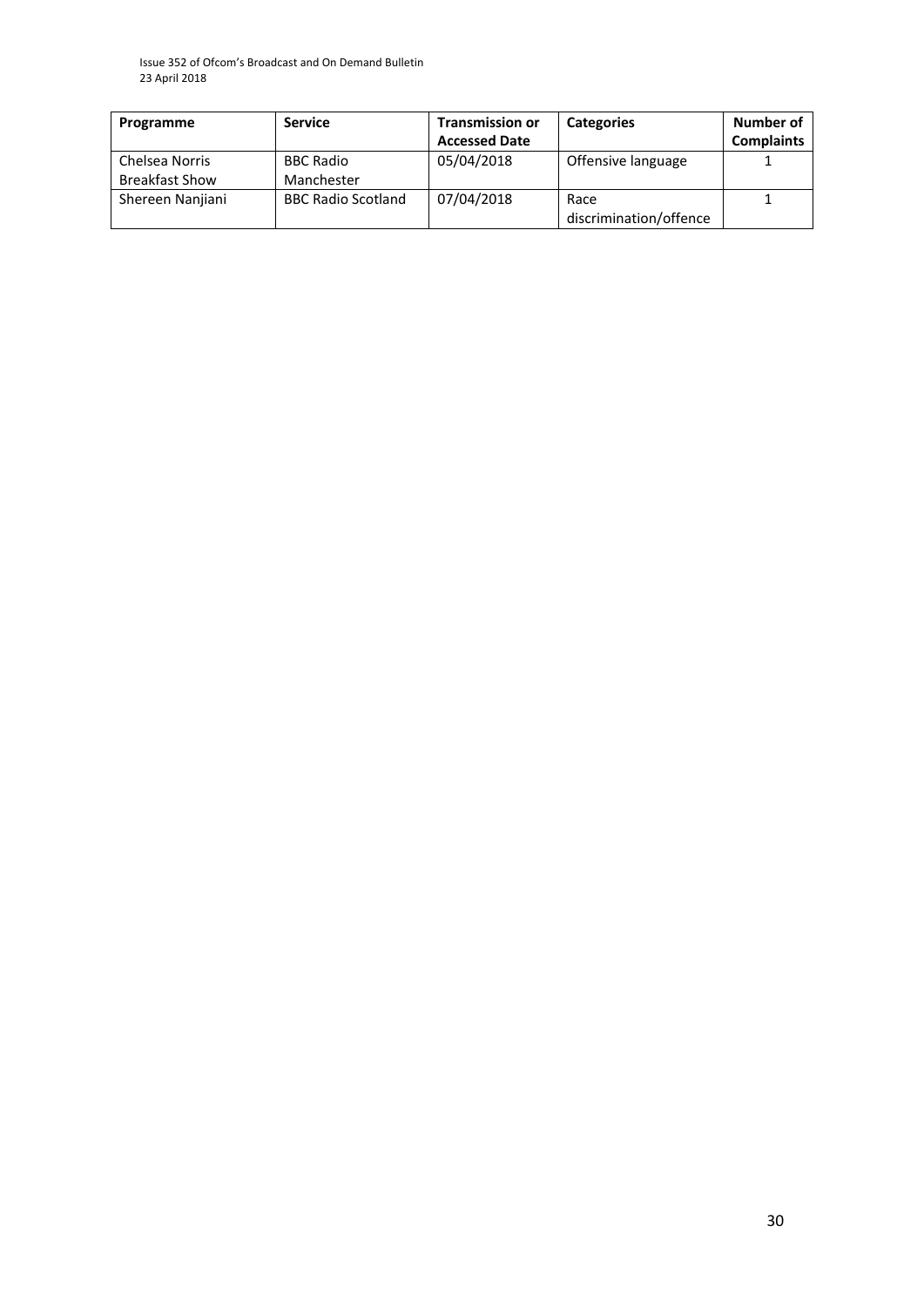| Programme | Service | Transmission or Accessed Date | Categories | Number of Complaints |
| --- | --- | --- | --- | --- |
| Chelsea Norris Breakfast Show | BBC Radio Manchester | 05/04/2018 | Offensive language | 1 |
| Shereen Nanjiani | BBC Radio Scotland | 07/04/2018 | Race discrimination/offence | 1 |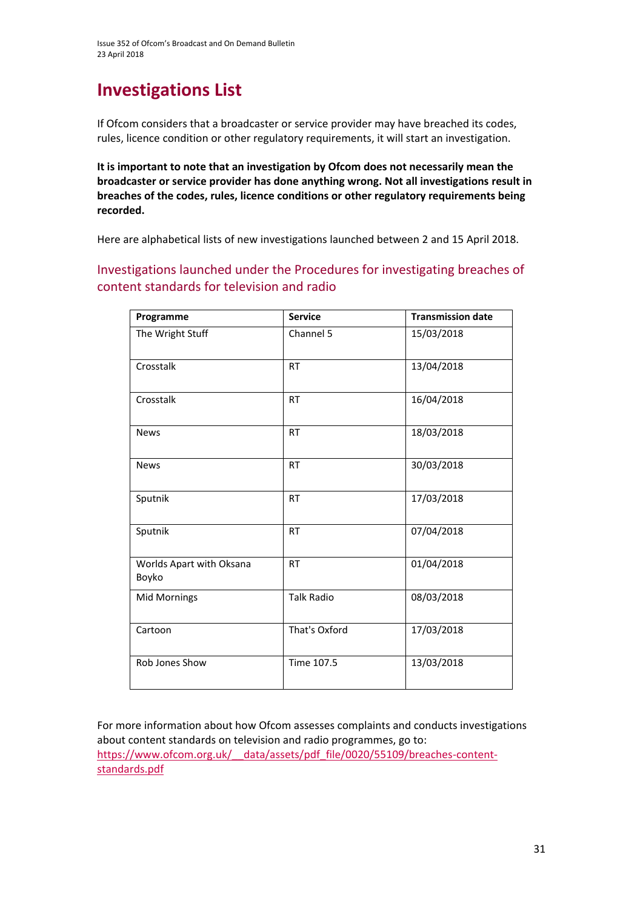# Investigations List

If Ofcom considers that a broadcaster or service provider may have breached its codes, rules, licence condition or other regulatory requirements, it will start an investigation.

**It is important to note that an investigation by Ofcom does not necessarily mean the broadcaster or service provider has done anything wrong. Not all investigations result in breaches of the codes, rules, licence conditions or other regulatory requirements being recorded.**

Here are alphabetical lists of new investigations launched between 2 and 15 April 2018.

## Investigations launched under the Procedures for investigating breaches of content standards for television and radio

| Programme | Service | Transmission date |
|---|---|---|
| The Wright Stuff | Channel 5 | 15/03/2018 |
| Crosstalk | RT | 13/04/2018 |
| Crosstalk | RT | 16/04/2018 |
| News | RT | 18/03/2018 |
| News | RT | 30/03/2018 |
| Sputnik | RT | 17/03/2018 |
| Sputnik | RT | 07/04/2018 |
| Worlds Apart with Oksana Boyko | RT | 01/04/2018 |
| Mid Mornings | Talk Radio | 08/03/2018 |
| Cartoon | That's Oxford | 17/03/2018 |
| Rob Jones Show | Time 107.5 | 13/03/2018 |

For more information about how Ofcom assesses complaints and conducts investigations about content standards on television and radio programmes, go to: https://www.ofcom.org.uk/__data/assets/pdf_file/0020/55109/breaches-content-standards.pdf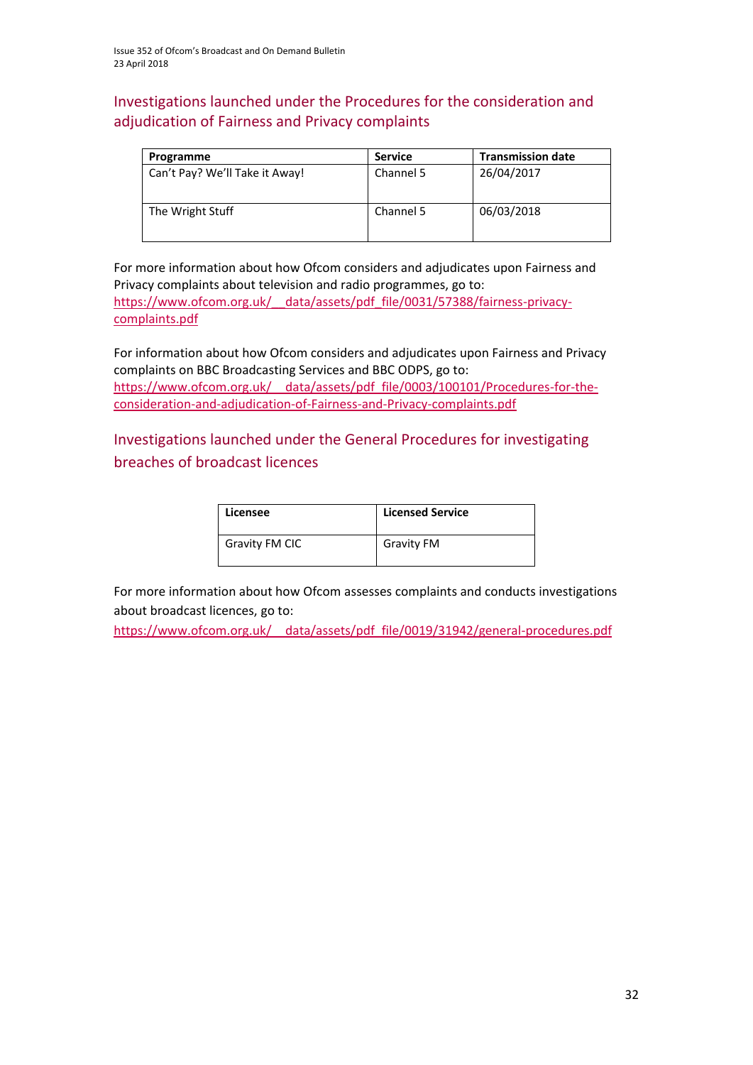## Investigations launched under the Procedures for the consideration and adjudication of Fairness and Privacy complaints

| Programme | Service | Transmission date |
|---|---|---|
| Can't Pay? We'll Take it Away! | Channel 5 | 26/04/2017 |
| The Wright Stuff | Channel 5 | 06/03/2018 |

For more information about how Ofcom considers and adjudicates upon Fairness and Privacy complaints about television and radio programmes, go to: https://www.ofcom.org.uk/__data/assets/pdf_file/0031/57388/fairness-privacy-complaints.pdf

For information about how Ofcom considers and adjudicates upon Fairness and Privacy complaints on BBC Broadcasting Services and BBC ODPS, go to: https://www.ofcom.org.uk/__data/assets/pdf_file/0003/100101/Procedures-for-the-consideration-and-adjudication-of-Fairness-and-Privacy-complaints.pdf

## Investigations launched under the General Procedures for investigating breaches of broadcast licences

| Licensee | Licensed Service |
|---|---|
| Gravity FM CIC | Gravity FM |

For more information about how Ofcom assesses complaints and conducts investigations about broadcast licences, go to: https://www.ofcom.org.uk/__data/assets/pdf_file/0019/31942/general-procedures.pdf